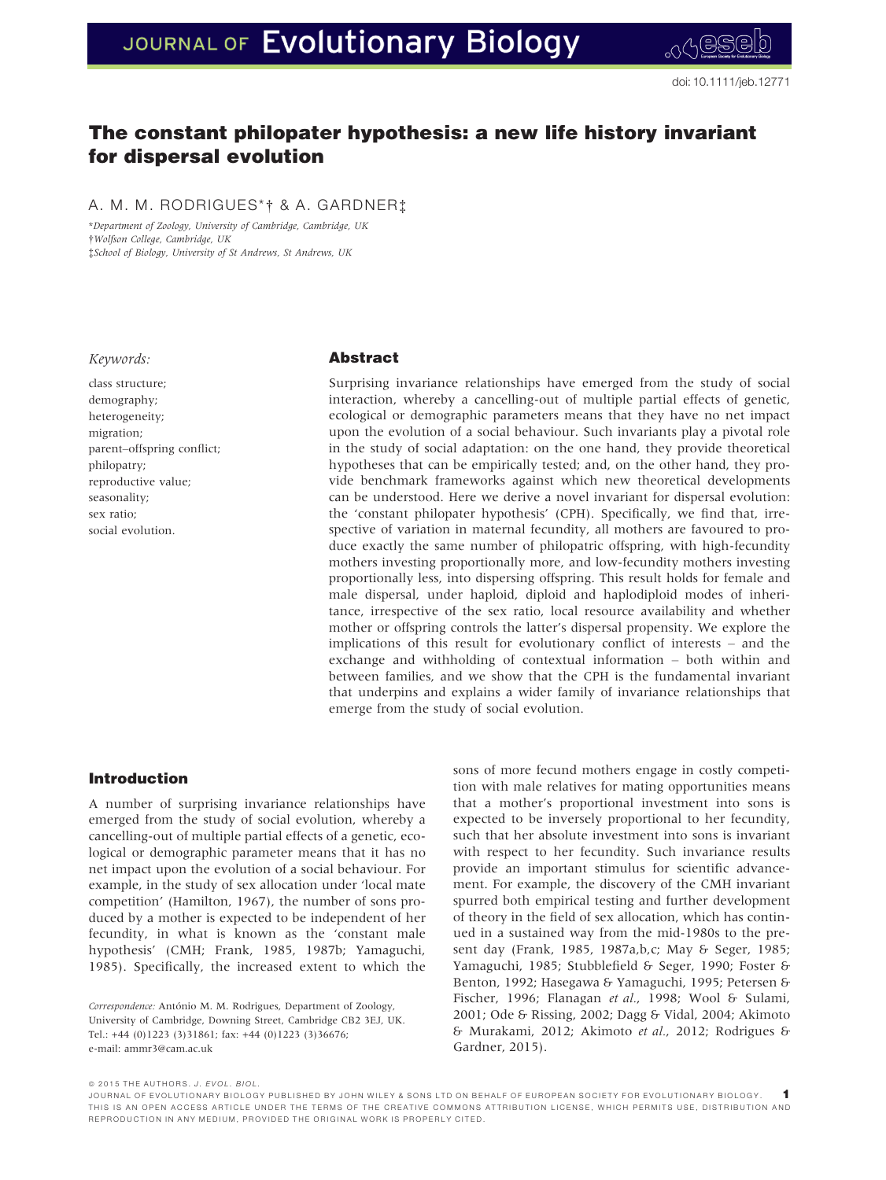doi: 10.1111/jeb.12771

# The constant philopater hypothesis: a new life history invariant for dispersal evolution

A. M. M. RODRIGUES*† & A. GARDNER‡

*Department of Zoology, University of Cambridge, Cambridge, UK
†Wolfson College, Cambridge, UK
‡School of Biology, University of St Andrews, St Andrews, UK

*Keywords:*

class structure;
demography;
heterogeneity;
migration;
parent–offspring conflict;
philopatry;
reproductive value;
seasonality;
sex ratio;
social evolution.

## Abstract

Surprising invariance relationships have emerged from the study of social interaction, whereby a cancelling-out of multiple partial effects of genetic, ecological or demographic parameters means that they have no net impact upon the evolution of a social behaviour. Such invariants play a pivotal role in the study of social adaptation: on the one hand, they provide theoretical hypotheses that can be empirically tested; and, on the other hand, they provide benchmark frameworks against which new theoretical developments can be understood. Here we derive a novel invariant for dispersal evolution: the 'constant philopater hypothesis' (CPH). Specifically, we find that, irrespective of variation in maternal fecundity, all mothers are favoured to produce exactly the same number of philopatric offspring, with high-fecundity mothers investing proportionally more, and low-fecundity mothers investing proportionally less, into dispersing offspring. This result holds for female and male dispersal, under haploid, diploid and haplodiploid modes of inheritance, irrespective of the sex ratio, local resource availability and whether mother or offspring controls the latter's dispersal propensity. We explore the implications of this result for evolutionary conflict of interests – and the exchange and withholding of contextual information – both within and between families, and we show that the CPH is the fundamental invariant that underpins and explains a wider family of invariance relationships that emerge from the study of social evolution.

## Introduction

A number of surprising invariance relationships have emerged from the study of social evolution, whereby a cancelling-out of multiple partial effects of a genetic, ecological or demographic parameter means that it has no net impact upon the evolution of a social behaviour. For example, in the study of sex allocation under 'local mate competition' (Hamilton, 1967), the number of sons produced by a mother is expected to be independent of her fecundity, in what is known as the 'constant male hypothesis' (CMH; Frank, 1985, 1987b; Yamaguchi, 1985). Specifically, the increased extent to which the sons of more fecund mothers engage in costly competition with male relatives for mating opportunities means that a mother's proportional investment into sons is expected to be inversely proportional to her fecundity, such that her absolute investment into sons is invariant with respect to her fecundity. Such invariance results provide an important stimulus for scientific advancement. For example, the discovery of the CMH invariant spurred both empirical testing and further development of theory in the field of sex allocation, which has continued in a sustained way from the mid-1980s to the present day (Frank, 1985, 1987a,b,c; May & Seger, 1985; Yamaguchi, 1985; Stubblefield & Seger, 1990; Foster & Benton, 1992; Hasegawa & Yamaguchi, 1995; Petersen & Fischer, 1996; Flanagan *et al.*, 1998; Wool & Sulami, 2001; Ode & Rissing, 2002; Dagg & Vidal, 2004; Akimoto & Murakami, 2012; Akimoto *et al.*, 2012; Rodrigues & Gardner, 2015).

*Correspondence:* António M. M. Rodrigues, Department of Zoology, University of Cambridge, Downing Street, Cambridge CB2 3EJ, UK.
Tel.: +44 (0)1223 (3)31861; fax: +44 (0)1223 (3)36676;
e-mail: ammr3@cam.ac.uk

© 2015 THE AUTHORS. J. EVOL. BIOL.
JOURNAL OF EVOLUTIONARY BIOLOGY PUBLISHED BY JOHN WILEY & SONS LTD ON BEHALF OF EUROPEAN SOCIETY FOR EVOLUTIONARY BIOLOGY. THIS IS AN OPEN ACCESS ARTICLE UNDER THE TERMS OF THE CREATIVE COMMONS ATTRIBUTION LICENSE, WHICH PERMITS USE, DISTRIBUTION AND REPRODUCTION IN ANY MEDIUM, PROVIDED THE ORIGINAL WORK IS PROPERLY CITED.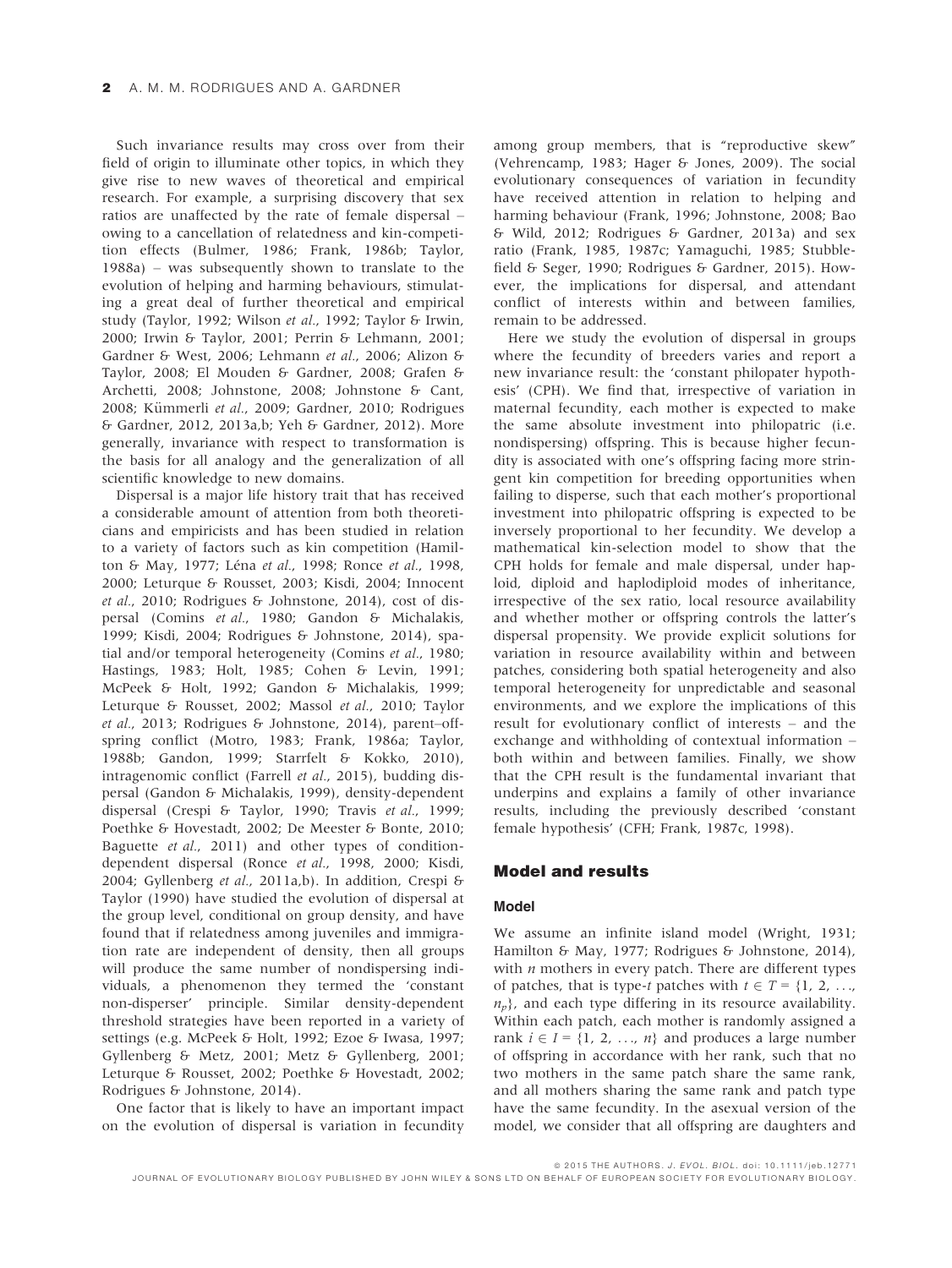Such invariance results may cross over from their field of origin to illuminate other topics, in which they give rise to new waves of theoretical and empirical research. For example, a surprising discovery that sex ratios are unaffected by the rate of female dispersal – owing to a cancellation of relatedness and kin-competition effects (Bulmer, 1986; Frank, 1986b; Taylor, 1988a) – was subsequently shown to translate to the evolution of helping and harming behaviours, stimulating a great deal of further theoretical and empirical study (Taylor, 1992; Wilson *et al.*, 1992; Taylor & Irwin, 2000; Irwin & Taylor, 2001; Perrin & Lehmann, 2001; Gardner & West, 2006; Lehmann *et al.*, 2006; Alizon & Taylor, 2008; El Mouden & Gardner, 2008; Grafen & Archetti, 2008; Johnstone, 2008; Johnstone & Cant, 2008; Kümmerli *et al.*, 2009; Gardner, 2010; Rodrigues & Gardner, 2012, 2013a,b; Yeh & Gardner, 2012). More generally, invariance with respect to transformation is the basis for all analogy and the generalization of all scientific knowledge to new domains.

Dispersal is a major life history trait that has received a considerable amount of attention from both theoreticians and empiricists and has been studied in relation to a variety of factors such as kin competition (Hamilton & May, 1977; Léna *et al.*, 1998; Ronce *et al.*, 1998, 2000; Leturque & Rousset, 2003; Kisdi, 2004; Innocent *et al.*, 2010; Rodrigues & Johnstone, 2014), cost of dispersal (Comins *et al.*, 1980; Gandon & Michalakis, 1999; Kisdi, 2004; Rodrigues & Johnstone, 2014), spatial and/or temporal heterogeneity (Comins *et al.*, 1980; Hastings, 1983; Holt, 1985; Cohen & Levin, 1991; McPeek & Holt, 1992; Gandon & Michalakis, 1999; Leturque & Rousset, 2002; Massol *et al.*, 2010; Taylor *et al.*, 2013; Rodrigues & Johnstone, 2014), parent–offspring conflict (Motro, 1983; Frank, 1986a; Taylor, 1988b; Gandon, 1999; Starrfelt & Kokko, 2010), intragenomic conflict (Farrell *et al.*, 2015), budding dispersal (Gandon & Michalakis, 1999), density-dependent dispersal (Crespi & Taylor, 1990; Travis *et al.*, 1999; Poethke & Hovestadt, 2002; De Meester & Bonte, 2010; Baguette *et al.*, 2011) and other types of condition-dependent dispersal (Ronce *et al.*, 1998, 2000; Kisdi, 2004; Gyllenberg *et al.*, 2011a,b). In addition, Crespi & Taylor (1990) have studied the evolution of dispersal at the group level, conditional on group density, and have found that if relatedness among juveniles and immigration rate are independent of density, then all groups will produce the same number of nondispersing individuals, a phenomenon they termed the 'constant non-disperser' principle. Similar density-dependent threshold strategies have been reported in a variety of settings (e.g. McPeek & Holt, 1992; Ezoe & Iwasa, 1997; Gyllenberg & Metz, 2001; Metz & Gyllenberg, 2001; Leturque & Rousset, 2002; Poethke & Hovestadt, 2002; Rodrigues & Johnstone, 2014).

One factor that is likely to have an important impact on the evolution of dispersal is variation in fecundity among group members, that is "reproductive skew" (Vehrencamp, 1983; Hager & Jones, 2009). The social evolutionary consequences of variation in fecundity have received attention in relation to helping and harming behaviour (Frank, 1996; Johnstone, 2008; Bao & Wild, 2012; Rodrigues & Gardner, 2013a) and sex ratio (Frank, 1985, 1987c; Yamaguchi, 1985; Stubblefield & Seger, 1990; Rodrigues & Gardner, 2015). However, the implications for dispersal, and attendant conflict of interests within and between families, remain to be addressed.

Here we study the evolution of dispersal in groups where the fecundity of breeders varies and report a new invariance result: the 'constant philopater hypothesis' (CPH). We find that, irrespective of variation in maternal fecundity, each mother is expected to make the same absolute investment into philopatric (i.e. nondispersing) offspring. This is because higher fecundity is associated with one's offspring facing more stringent kin competition for breeding opportunities when failing to disperse, such that each mother's proportional investment into philopatric offspring is expected to be inversely proportional to her fecundity. We develop a mathematical kin-selection model to show that the CPH holds for female and male dispersal, under haploid, diploid and haplodiploid modes of inheritance, irrespective of the sex ratio, local resource availability and whether mother or offspring controls the latter's dispersal propensity. We provide explicit solutions for variation in resource availability within and between patches, considering both spatial heterogeneity and also temporal heterogeneity for unpredictable and seasonal environments, and we explore the implications of this result for evolutionary conflict of interests – and the exchange and withholding of contextual information – both within and between families. Finally, we show that the CPH result is the fundamental invariant that underpins and explains a family of other invariance results, including the previously described 'constant female hypothesis' (CFH; Frank, 1987c, 1998).

## Model and results

### Model

We assume an infinite island model (Wright, 1931; Hamilton & May, 1977; Rodrigues & Johnstone, 2014), with $n$ mothers in every patch. There are different types of patches, that is type-$t$ patches with $t \in T = \{1, 2, \ldots, n_p\}$, and each type differing in its resource availability. Within each patch, each mother is randomly assigned a rank $i \in I = \{1, 2, \ldots, n\}$ and produces a large number of offspring in accordance with her rank, such that no two mothers in the same patch share the same rank, and all mothers sharing the same rank and patch type have the same fecundity. In the asexual version of the model, we consider that all offspring are daughters and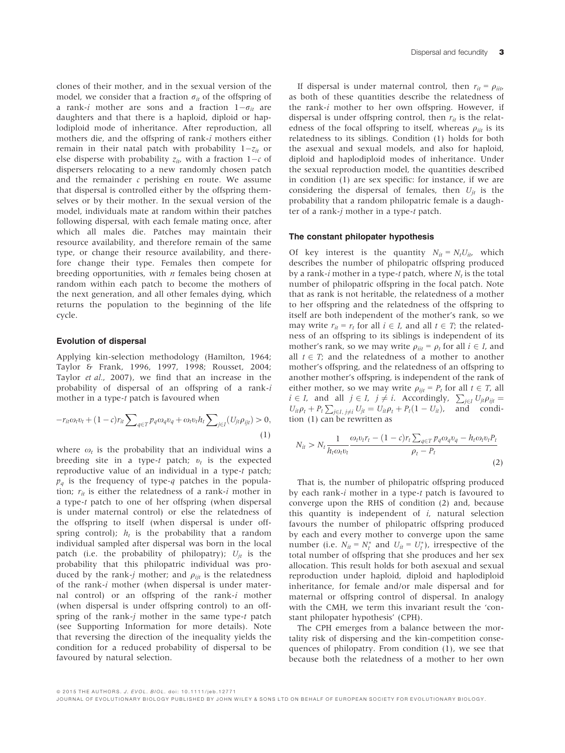clones of their mother, and in the sexual version of the model, we consider that a fraction $\sigma_{it}$ of the offspring of a rank-$i$ mother are sons and a fraction $1-\sigma_{it}$ are daughters and that there is a haploid, diploid or haplodiploid mode of inheritance. After reproduction, all mothers die, and the offspring of rank-$i$ mothers either remain in their natal patch with probability $1-z_{it}$ or else disperse with probability $z_{it}$, with a fraction $1-c$ of dispersers relocating to a new randomly chosen patch and the remainder $c$ perishing en route. We assume that dispersal is controlled either by the offspring themselves or by their mother. In the sexual version of the model, individuals mate at random within their patches following dispersal, with each female mating once, after which all males die. Patches may maintain their resource availability, and therefore remain of the same type, or change their resource availability, and therefore change their type. Females then compete for breeding opportunities, with $n$ females being chosen at random within each patch to become the mothers of the next generation, and all other females dying, which returns the population to the beginning of the life cycle.

### Evolution of dispersal

Applying kin-selection methodology (Hamilton, 1964; Taylor & Frank, 1996, 1997, 1998; Rousset, 2004; Taylor *et al.*, 2007), we find that an increase in the probability of dispersal of an offspring of a rank-$i$ mother in a type-$t$ patch is favoured when

$$-r_{it}\omega_t v_t + (1-c) r_{it} \sum_{q \in T} p_q \omega_q v_q + \omega_t v_t h_t \sum_{j \in I} (U_{jt}\rho_{ijt}) > 0, \quad (1)$$

where $\omega_t$ is the probability that an individual wins a breeding site in a type-$t$ patch; $v_t$ is the expected reproductive value of an individual in a type-$t$ patch; $p_q$ is the frequency of type-$q$ patches in the population; $r_{it}$ is either the relatedness of a rank-$i$ mother in a type-$t$ patch to one of her offspring (when dispersal is under maternal control) or else the relatedness of the offspring to itself (when dispersal is under offspring control); $h_t$ is the probability that a random individual sampled after dispersal was born in the local patch (i.e. the probability of philopatry); $U_{jt}$ is the probability that this philopatric individual was produced by the rank-$j$ mother; and $\rho_{ijt}$ is the relatedness of the rank-$i$ mother (when dispersal is under maternal control) or an offspring of the rank-$i$ mother (when dispersal is under offspring control) to an offspring of the rank-$j$ mother in the same type-$t$ patch (see Supporting Information for more details). Note that reversing the direction of the inequality yields the condition for a reduced probability of dispersal to be favoured by natural selection.

If dispersal is under maternal control, then $r_{it} = \rho_{iit}$, as both of these quantities describe the relatedness of the rank-$i$ mother to her own offspring. However, if dispersal is under offspring control, then $r_{it}$ is the relatedness of the focal offspring to itself, whereas $\rho_{iit}$ is its relatedness to its siblings. Condition (1) holds for both the asexual and sexual models, and also for haploid, diploid and haplodiploid modes of inheritance. Under the sexual reproduction model, the quantities described in condition (1) are sex specific: for instance, if we are considering the dispersal of females, then $U_{jt}$ is the probability that a random philopatric female is a daughter of a rank-$j$ mother in a type-$t$ patch.

### The constant philopater hypothesis

Of key interest is the quantity $N_{it} = N_t U_{it}$, which describes the number of philopatric offspring produced by a rank-$i$ mother in a type-$t$ patch, where $N_t$ is the total number of philopatric offspring in the focal patch. Note that as rank is not heritable, the relatedness of a mother to her offspring and the relatedness of the offspring to itself are both independent of the mother's rank, so we may write $r_{it} = r_t$ for all $i \in I$, and all $t \in T$; the relatedness of an offspring to its siblings is independent of its mother's rank, so we may write $\rho_{iit} = \rho_t$ for all $i \in I$, and all $t \in T$; and the relatedness of a mother to another mother's offspring, and the relatedness of an offspring to another mother's offspring, is independent of the rank of either mother, so we may write $\rho_{ijt} = P_t$ for all $t \in T$, all $i \in I$, and all $j \in I$, $j \neq i$. Accordingly, $\sum_{j \in I} U_{jt}\rho_{ijt} = U_{it}\rho_t + P_t \sum_{j \in I,\, j \neq i} U_{jt} = U_{it}\rho_t + P_t(1-U_{it})$, and condition (1) can be rewritten as

$$N_{it} > N_t \frac{1}{h_t \omega_t v_t} \frac{\omega_t v_t r_t - (1-c) r_t \sum_{q \in T} p_q \omega_q v_q - h_t \omega_t v_t P_t}{\rho_t - P_t} \quad (2)$$

That is, the number of philopatric offspring produced by each rank-$i$ mother in a type-$t$ patch is favoured to converge upon the RHS of condition (2) and, because this quantity is independent of $i$, natural selection favours the number of philopatric offspring produced by each and every mother to converge upon the same number (i.e. $N_{it} = N_t^*$ and $U_{it} = U_t^*$), irrespective of the total number of offspring that she produces and her sex allocation. This result holds for both asexual and sexual reproduction under haploid, diploid and haplodiploid inheritance, for female and/or male dispersal and for maternal or offspring control of dispersal. In analogy with the CMH, we term this invariant result the 'constant philopater hypothesis' (CPH).

The CPH emerges from a balance between the mortality risk of dispersing and the kin-competition consequences of philopatry. From condition (1), we see that because both the relatedness of a mother to her own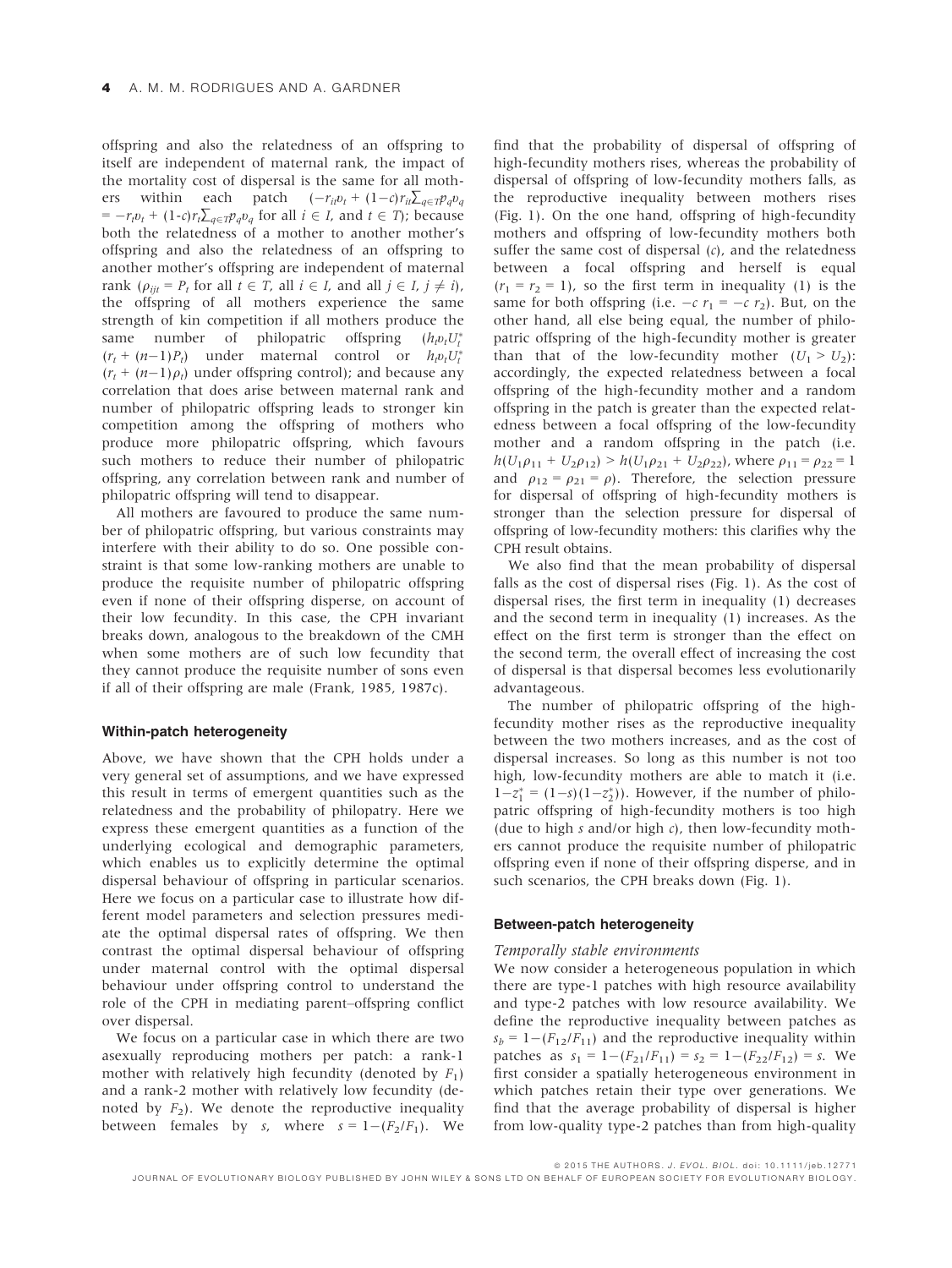offspring and also the relatedness of an offspring to itself are independent of maternal rank, the impact of the mortality cost of dispersal is the same for all mothers within each patch ($-r_{it}v_t + (1-c)r_{it}\sum_{q\in T}p_q v_q = -r_t v_t + (1\text{-}c)r_t\sum_{q\in T}p_q v_q$ for all $i \in I$, and $t \in T$); because both the relatedness of a mother to another mother's offspring and also the relatedness of an offspring to another mother's offspring are independent of maternal rank ($\rho_{ijt} = P_t$ for all $t \in T$, all $i \in I$, and all $j \in I$, $j \neq i$), the offspring of all mothers experience the same strength of kin competition if all mothers produce the same number of philopatric offspring ($h_t v_t U_t^*$ $(r_t + (n-1)P_t)$ under maternal control or $h_t v_t U_t^*$ $(r_t + (n-1)\rho_t)$ under offspring control); and because any correlation that does arise between maternal rank and number of philopatric offspring leads to stronger kin competition among the offspring of mothers who produce more philopatric offspring, which favours such mothers to reduce their number of philopatric offspring, any correlation between rank and number of philopatric offspring will tend to disappear.

All mothers are favoured to produce the same number of philopatric offspring, but various constraints may interfere with their ability to do so. One possible constraint is that some low-ranking mothers are unable to produce the requisite number of philopatric offspring even if none of their offspring disperse, on account of their low fecundity. In this case, the CPH invariant breaks down, analogous to the breakdown of the CMH when some mothers are of such low fecundity that they cannot produce the requisite number of sons even if all of their offspring are male (Frank, 1985, 1987c).

### Within-patch heterogeneity

Above, we have shown that the CPH holds under a very general set of assumptions, and we have expressed this result in terms of emergent quantities such as the relatedness and the probability of philopatry. Here we express these emergent quantities as a function of the underlying ecological and demographic parameters, which enables us to explicitly determine the optimal dispersal behaviour of offspring in particular scenarios. Here we focus on a particular case to illustrate how different model parameters and selection pressures mediate the optimal dispersal rates of offspring. We then contrast the optimal dispersal behaviour of offspring under maternal control with the optimal dispersal behaviour under offspring control to understand the role of the CPH in mediating parent–offspring conflict over dispersal.

We focus on a particular case in which there are two asexually reproducing mothers per patch: a rank-1 mother with relatively high fecundity (denoted by $F_1$) and a rank-2 mother with relatively low fecundity (denoted by $F_2$). We denote the reproductive inequality between females by $s$, where $s = 1-(F_2/F_1)$. We find that the probability of dispersal of offspring of high-fecundity mothers rises, whereas the probability of dispersal of offspring of low-fecundity mothers falls, as the reproductive inequality between mothers rises (Fig. 1). On the one hand, offspring of high-fecundity mothers and offspring of low-fecundity mothers both suffer the same cost of dispersal ($c$), and the relatedness between a focal offspring and herself is equal ($r_1 = r_2 = 1$), so the first term in inequality (1) is the same for both offspring (i.e. $-c\ r_1 = -c\ r_2$). But, on the other hand, all else being equal, the number of philopatric offspring of the high-fecundity mother is greater than that of the low-fecundity mother ($U_1 > U_2$): accordingly, the expected relatedness between a focal offspring of the high-fecundity mother and a random offspring in the patch is greater than the expected relatedness between a focal offspring of the low-fecundity mother and a random offspring in the patch (i.e. $h(U_1\rho_{11} + U_2\rho_{12}) > h(U_1\rho_{21} + U_2\rho_{22})$, where $\rho_{11} = \rho_{22} = 1$ and $\rho_{12} = \rho_{21} = \rho$). Therefore, the selection pressure for dispersal of offspring of high-fecundity mothers is stronger than the selection pressure for dispersal of offspring of low-fecundity mothers: this clarifies why the CPH result obtains.

We also find that the mean probability of dispersal falls as the cost of dispersal rises (Fig. 1). As the cost of dispersal rises, the first term in inequality (1) decreases and the second term in inequality (1) increases. As the effect on the first term is stronger than the effect on the second term, the overall effect of increasing the cost of dispersal is that dispersal becomes less evolutionarily advantageous.

The number of philopatric offspring of the high-fecundity mother rises as the reproductive inequality between the two mothers increases, and as the cost of dispersal increases. So long as this number is not too high, low-fecundity mothers are able to match it (i.e. $1-z_1^* = (1-s)(1-z_2^*)$). However, if the number of philopatric offspring of high-fecundity mothers is too high (due to high $s$ and/or high $c$), then low-fecundity mothers cannot produce the requisite number of philopatric offspring even if none of their offspring disperse, and in such scenarios, the CPH breaks down (Fig. 1).

### Between-patch heterogeneity

#### *Temporally stable environments*

We now consider a heterogeneous population in which there are type-1 patches with high resource availability and type-2 patches with low resource availability. We define the reproductive inequality between patches as $s_b = 1-(F_{12}/F_{11})$ and the reproductive inequality within patches as $s_1 = 1-(F_{21}/F_{11}) = s_2 = 1-(F_{22}/F_{12}) = s$. We first consider a spatially heterogeneous environment in which patches retain their type over generations. We find that the average probability of dispersal is higher from low-quality type-2 patches than from high-quality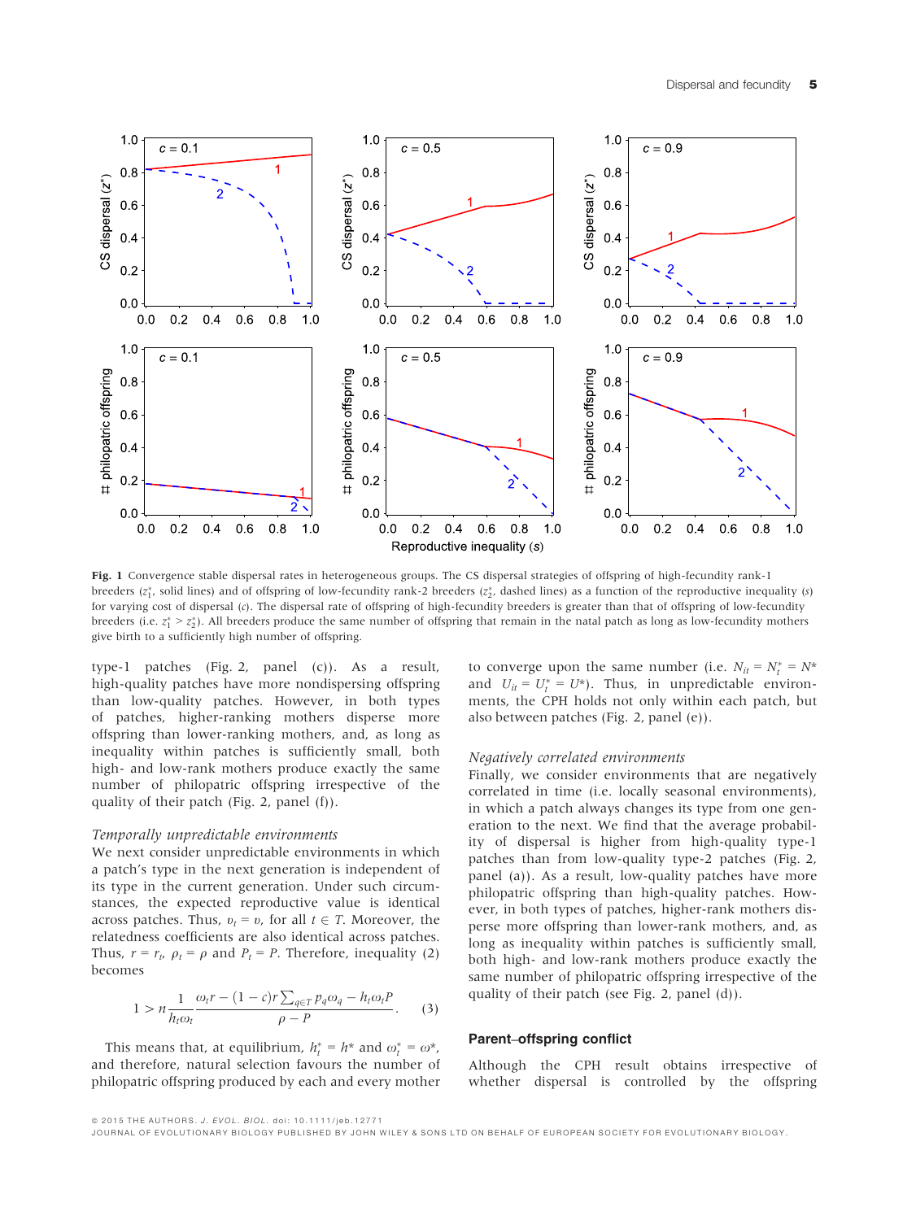c = 0.1
1.0
0.8
0.6
0.4
0.2
0.0
CS dispersal ($z^*$)
1
2
0.0 0.2 0.4 0.6 0.8 1.0

c = 0.5
CS dispersal ($z^*$)
1
2

c = 0.9
CS dispersal ($z^*$)
1
2

c = 0.1
# philopatric offspring
1
2

c = 0.5
# philopatric offspring
1
2

c = 0.9
# philopatric offspring
1
2

Reproductive inequality (s)

**Fig. 1** Convergence stable dispersal rates in heterogeneous groups. The CS dispersal strategies of offspring of high-fecundity rank-1 breeders ($z_1^*$, solid lines) and of offspring of low-fecundity rank-2 breeders ($z_2^*$, dashed lines) as a function of the reproductive inequality ($s$) for varying cost of dispersal ($c$). The dispersal rate of offspring of high-fecundity breeders is greater than that of offspring of low-fecundity breeders (i.e. $z_1^* > z_2^*$). All breeders produce the same number of offspring that remain in the natal patch as long as low-fecundity mothers give birth to a sufficiently high number of offspring.

type-1 patches (Fig. 2, panel (c)). As a result, high-quality patches have more nondispersing offspring than low-quality patches. However, in both types of patches, higher-ranking mothers disperse more offspring than lower-ranking mothers, and, as long as inequality within patches is sufficiently small, both high- and low-rank mothers produce exactly the same number of philopatric offspring irrespective of the quality of their patch (Fig. 2, panel (f)).

### *Temporally unpredictable environments*

We next consider unpredictable environments in which a patch's type in the next generation is independent of its type in the current generation. Under such circumstances, the expected reproductive value is identical across patches. Thus, $v_t = v$, for all $t \in T$. Moreover, the relatedness coefficients are also identical across patches. Thus, $r = r_t$, $\rho_t = \rho$ and $P_t = P$. Therefore, inequality (2) becomes

$$1 > n\frac{1}{h_t\omega_t}\frac{\omega_t r - (1-c)r\sum_{q\in T} p_q\omega_q - h_t\omega_t P}{\rho - P}. \quad (3)$$

This means that, at equilibrium, $h_t^* = h^*$ and $\omega_t^* = \omega^*$, and therefore, natural selection favours the number of philopatric offspring produced by each and every mother to converge upon the same number (i.e. $N_{it} = N_t^* = N^*$ and $U_{it} = U_t^* = U^*$). Thus, in unpredictable environments, the CPH holds not only within each patch, but also between patches (Fig. 2, panel (e)).

### *Negatively correlated environments*

Finally, we consider environments that are negatively correlated in time (i.e. locally seasonal environments), in which a patch always changes its type from one generation to the next. We find that the average probability of dispersal is higher from high-quality type-1 patches than from low-quality type-2 patches (Fig. 2, panel (a)). As a result, low-quality patches have more philopatric offspring than high-quality patches. However, in both types of patches, higher-rank mothers disperse more offspring than lower-rank mothers, and, as long as inequality within patches is sufficiently small, both high- and low-rank mothers produce exactly the same number of philopatric offspring irrespective of the quality of their patch (see Fig. 2, panel (d)).

## Parent–offspring conflict

Although the CPH result obtains irrespective of whether dispersal is controlled by the offspring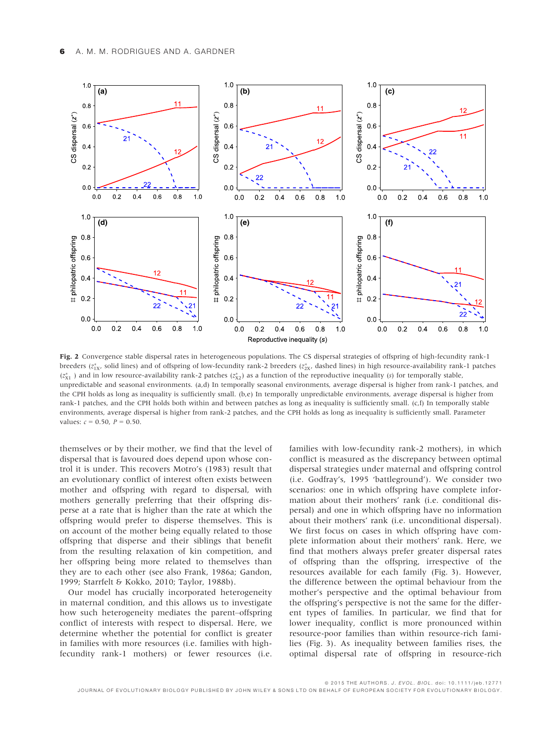(a)
1.0
0.8
0.6
0.4
0.2
0.0
CS dispersal ($z^*$)
0.0 0.2 0.4 0.6 0.8 1.0
11
21
12
22

(b)
1.0
0.8
0.6
0.4
0.2
0.0
CS dispersal ($z^*$)
0.0 0.2 0.4 0.6 0.8 1.0
11
21
12
22

(c)
1.0
0.8
0.6
0.4
0.2
0.0
CS dispersal ($z^*$)
0.0 0.2 0.4 0.6 0.8 1.0
12
11
22
21

(d)
1.0
0.8
0.6
0.4
0.2
0.0
# philopatric offspring
0.0 0.2 0.4 0.6 0.8 1.0
12
11
22
21

(e)
1.0
0.8
0.6
0.4
0.2
0.0
# philopatric offspring
0.0 0.2 0.4 0.6 0.8 1.0
12
11
22
21

(f)
1.0
0.8
0.6
0.4
0.2
0.0
# philopatric offspring
0.0 0.2 0.4 0.6 0.8 1.0
11
21
12
22

Reproductive inequality ($s$)

**Fig. 2** Convergence stable dispersal rates in heterogeneous populations. The CS dispersal strategies of offspring of high-fecundity rank-1 breeders ($z^*_{1X}$, solid lines) and of offspring of low-fecundity rank-2 breeders ($z^*_{2X}$, dashed lines) in high resource-availability rank-1 patches ($z^*_{X1}$) and in low resource-availability rank-2 patches ($z^*_{X2}$) as a function of the reproductive inequality ($s$) for temporally stable, unpredictable and seasonal environments. (a,d) In temporally seasonal environments, average dispersal is higher from rank-1 patches, and the CPH holds as long as inequality is sufficiently small. (b,e) In temporally unpredictable environments, average dispersal is higher from rank-1 patches, and the CPH holds both within and between patches as long as inequality is sufficiently small. (c,f) In temporally stable environments, average dispersal is higher from rank-2 patches, and the CPH holds as long as inequality is sufficiently small. Parameter values: $c$ = 0.50, $P$ = 0.50.

themselves or by their mother, we find that the level of dispersal that is favoured does depend upon whose control it is under. This recovers Motro's (1983) result that an evolutionary conflict of interest often exists between mother and offspring with regard to dispersal, with mothers generally preferring that their offspring disperse at a rate that is higher than the rate at which the offspring would prefer to disperse themselves. This is on account of the mother being equally related to those offspring that disperse and their siblings that benefit from the resulting relaxation of kin competition, and her offspring being more related to themselves than they are to each other (see also Frank, 1986a; Gandon, 1999; Starrfelt & Kokko, 2010; Taylor, 1988b).

Our model has crucially incorporated heterogeneity in maternal condition, and this allows us to investigate how such heterogeneity mediates the parent–offspring conflict of interests with respect to dispersal. Here, we determine whether the potential for conflict is greater in families with more resources (i.e. families with high-fecundity rank-1 mothers) or fewer resources (i.e. families with low-fecundity rank-2 mothers), in which conflict is measured as the discrepancy between optimal dispersal strategies under maternal and offspring control (i.e. Godfray's, 1995 'battleground'). We consider two scenarios: one in which offspring have complete information about their mothers' rank (i.e. conditional dispersal) and one in which offspring have no information about their mothers' rank (i.e. unconditional dispersal). We first focus on cases in which offspring have complete information about their mothers' rank. Here, we find that mothers always prefer greater dispersal rates of offspring than the offspring, irrespective of the resources available for each family (Fig. 3). However, the difference between the optimal behaviour from the mother's perspective and the optimal behaviour from the offspring's perspective is not the same for the different types of families. In particular, we find that for lower inequality, conflict is more pronounced within resource-poor families than within resource-rich families (Fig. 3). As inequality between families rises, the optimal dispersal rate of offspring in resource-rich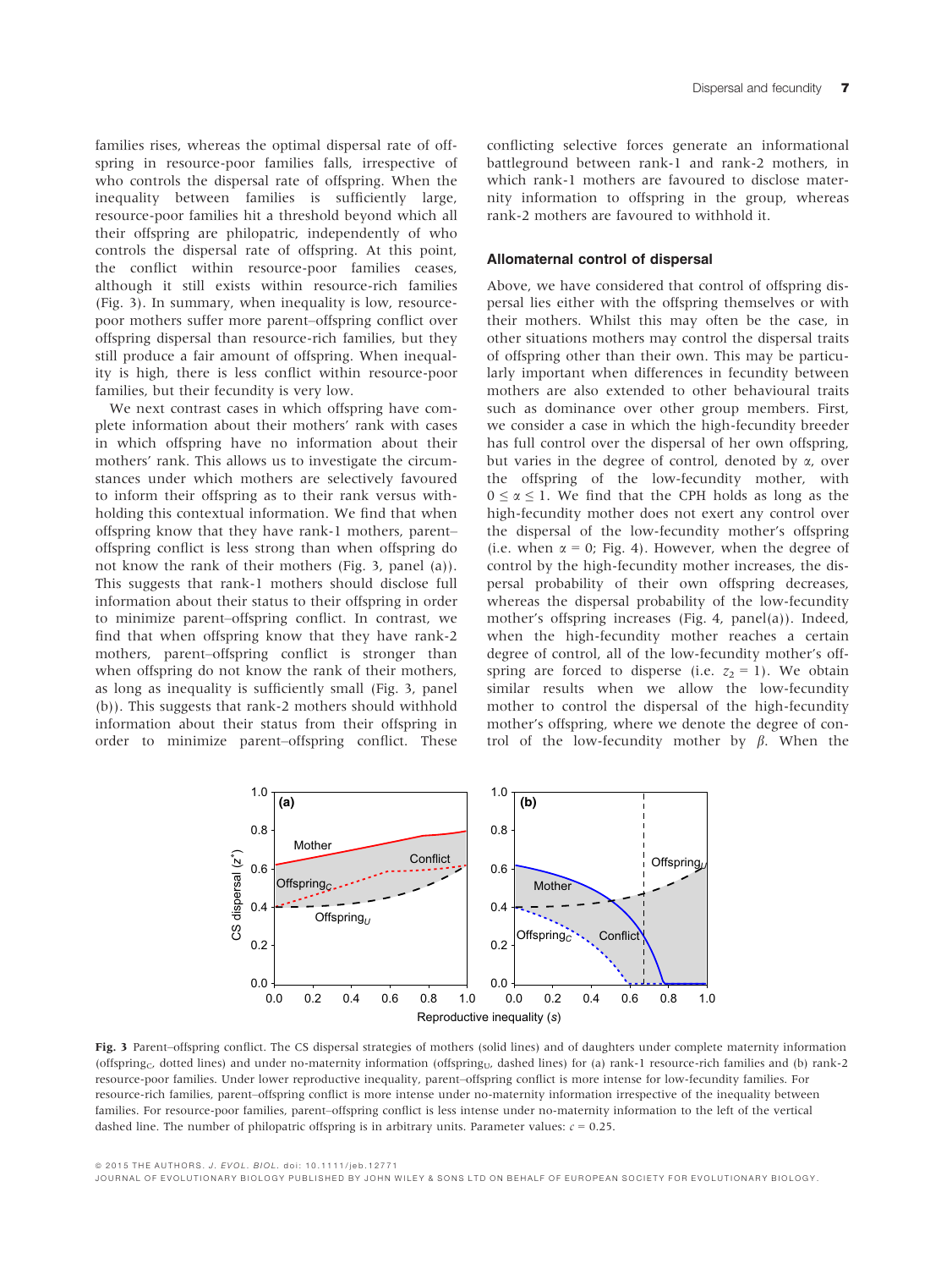families rises, whereas the optimal dispersal rate of offspring in resource-poor families falls, irrespective of who controls the dispersal rate of offspring. When the inequality between families is sufficiently large, resource-poor families hit a threshold beyond which all their offspring are philopatric, independently of who controls the dispersal rate of offspring. At this point, the conflict within resource-poor families ceases, although it still exists within resource-rich families (Fig. 3). In summary, when inequality is low, resource-poor mothers suffer more parent–offspring conflict over offspring dispersal than resource-rich families, but they still produce a fair amount of offspring. When inequality is high, there is less conflict within resource-poor families, but their fecundity is very low.

We next contrast cases in which offspring have complete information about their mothers' rank with cases in which offspring have no information about their mothers' rank. This allows us to investigate the circumstances under which mothers are selectively favoured to inform their offspring as to their rank versus withholding this contextual information. We find that when offspring know that they have rank-1 mothers, parent–offspring conflict is less strong than when offspring do not know the rank of their mothers (Fig. 3, panel (a)). This suggests that rank-1 mothers should disclose full information about their status to their offspring in order to minimize parent–offspring conflict. In contrast, we find that when offspring know that they have rank-2 mothers, parent–offspring conflict is stronger than when offspring do not know the rank of their mothers, as long as inequality is sufficiently small (Fig. 3, panel (b)). This suggests that rank-2 mothers should withhold information about their status from their offspring in order to minimize parent–offspring conflict. These conflicting selective forces generate an informational battleground between rank-1 and rank-2 mothers, in which rank-1 mothers are favoured to disclose maternity information to offspring in the group, whereas rank-2 mothers are favoured to withhold it.

### Allomaternal control of dispersal

Above, we have considered that control of offspring dispersal lies either with the offspring themselves or with their mothers. Whilst this may often be the case, in other situations mothers may control the dispersal traits of offspring other than their own. This may be particularly important when differences in fecundity between mothers are also extended to other behavioural traits such as dominance over other group members. First, we consider a case in which the high-fecundity breeder has full control over the dispersal of her own offspring, but varies in the degree of control, denoted by $\alpha$, over the offspring of the low-fecundity mother, with $0 \leq \alpha \leq 1$. We find that the CPH holds as long as the high-fecundity mother does not exert any control over the dispersal of the low-fecundity mother's offspring (i.e. when $\alpha = 0$; Fig. 4). However, when the degree of control by the high-fecundity mother increases, the dispersal probability of their own offspring decreases, whereas the dispersal probability of the low-fecundity mother's offspring increases (Fig. 4, panel(a)). Indeed, when the high-fecundity mother reaches a certain degree of control, all of the low-fecundity mother's offspring are forced to disperse (i.e. $z_2 = 1$). We obtain similar results when we allow the low-fecundity mother to control the dispersal of the high-fecundity mother's offspring, where we denote the degree of control of the low-fecundity mother by $\beta$. When the

(a)
Mother
Conflict
Offspring$_C$
Offspring$_U$
CS dispersal ($z^*$)
1.0
0.8
0.6
0.4
0.2
0.0
0.0 0.2 0.4 0.6 0.8 1.0

(b)
Offspring$_U$
Mother
Offspring$_C$
Conflict
1.0
0.8
0.6
0.4
0.2
0.0
0.0 0.2 0.4 0.6 0.8 1.0
Reproductive inequality ($s$)

**Fig. 3** Parent–offspring conflict. The CS dispersal strategies of mothers (solid lines) and of daughters under complete maternity information (offspring$_C$, dotted lines) and under no-maternity information (offspring$_U$, dashed lines) for (a) rank-1 resource-rich families and (b) rank-2 resource-poor families. Under lower reproductive inequality, parent–offspring conflict is more intense for low-fecundity families. For resource-rich families, parent–offspring conflict is more intense under no-maternity information irrespective of the inequality between families. For resource-poor families, parent–offspring conflict is less intense under no-maternity information to the left of the vertical dashed line. The number of philopatric offspring is in arbitrary units. Parameter values: $c = 0.25$.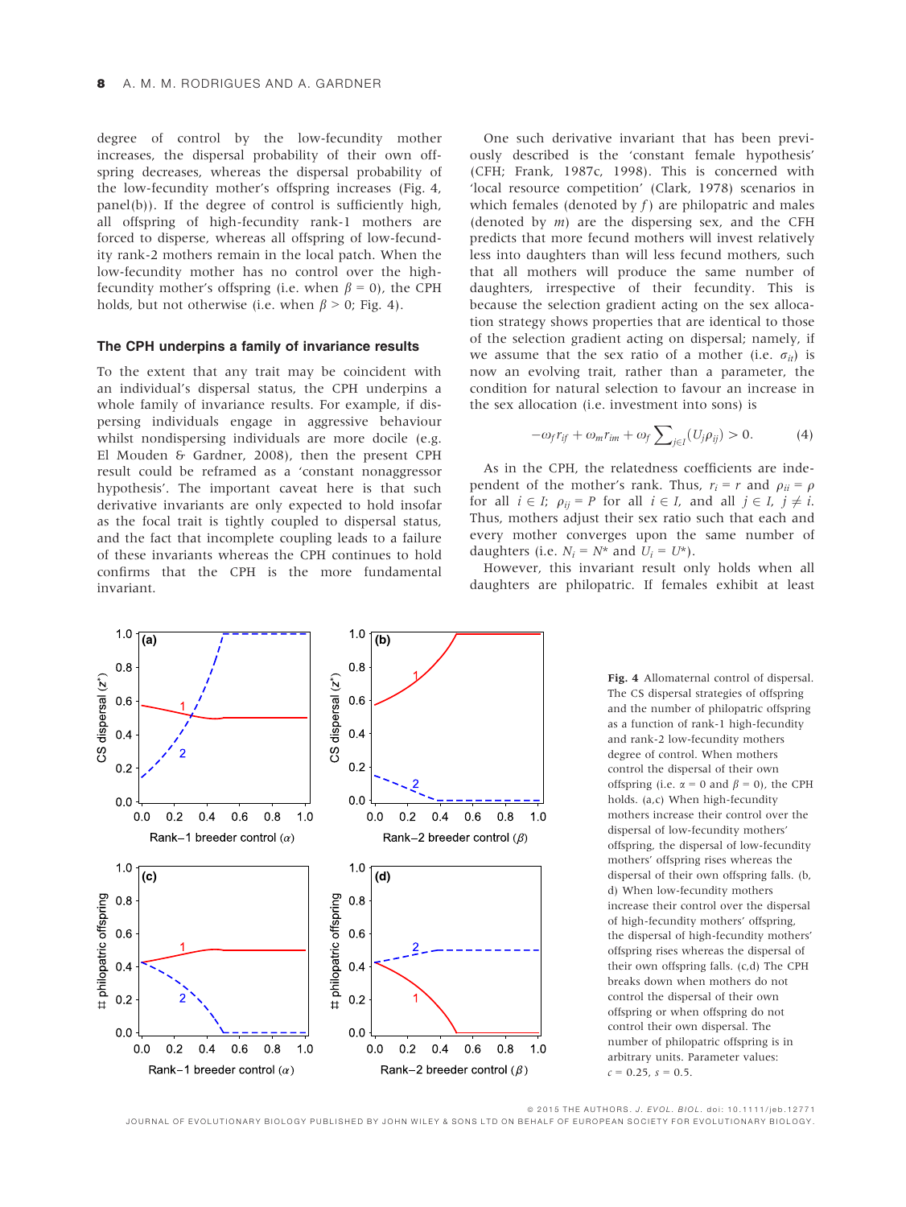degree of control by the low-fecundity mother increases, the dispersal probability of their own offspring decreases, whereas the dispersal probability of the low-fecundity mother's offspring increases (Fig. 4, panel(b)). If the degree of control is sufficiently high, all offspring of high-fecundity rank-1 mothers are forced to disperse, whereas all offspring of low-fecundity rank-2 mothers remain in the local patch. When the low-fecundity mother has no control over the high-fecundity mother's offspring (i.e. when $\beta = 0$), the CPH holds, but not otherwise (i.e. when $\beta > 0$; Fig. 4).

### The CPH underpins a family of invariance results

To the extent that any trait may be coincident with an individual's dispersal status, the CPH underpins a whole family of invariance results. For example, if dispersing individuals engage in aggressive behaviour whilst nondispersing individuals are more docile (e.g. El Mouden & Gardner, 2008), then the present CPH result could be reframed as a 'constant nonaggressor hypothesis'. The important caveat here is that such derivative invariants are only expected to hold insofar as the focal trait is tightly coupled to dispersal status, and the fact that incomplete coupling leads to a failure of these invariants whereas the CPH continues to hold confirms that the CPH is the more fundamental invariant.

One such derivative invariant that has been previously described is the 'constant female hypothesis' (CFH; Frank, 1987c, 1998). This is concerned with 'local resource competition' (Clark, 1978) scenarios in which females (denoted by $f$) are philopatric and males (denoted by $m$) are the dispersing sex, and the CFH predicts that more fecund mothers will invest relatively less into daughters than will less fecund mothers, such that all mothers will produce the same number of daughters, irrespective of their fecundity. This is because the selection gradient acting on the sex allocation strategy shows properties that are identical to those of the selection gradient acting on dispersal; namely, if we assume that the sex ratio of a mother (i.e. $\sigma_{i}$) is now an evolving trait, rather than a parameter, the condition for natural selection to favour an increase in the sex allocation (i.e. investment into sons) is

$$-\omega_f r_{if} + \omega_m r_{im} + \omega_f \sum\nolimits_{j \in I} (U_j \rho_{ij}) > 0. \tag{4}$$

As in the CPH, the relatedness coefficients are independent of the mother's rank. Thus, $r_i = r$ and $\rho_{ii} = \rho$ for all $i \in I$; $\rho_{ij} = P$ for all $i \in I$, and all $j \in I$, $j \neq i$. Thus, mothers adjust their sex ratio such that each and every mother converges upon the same number of daughters (i.e. $N_i = N^*$ and $U_i = U^*$).

However, this invariant result only holds when all daughters are philopatric. If females exhibit at least

(a)
1.0
0.8
0.6
0.4
0.2
0.0
CS dispersal ($z^*$)
0.0 0.2 0.4 0.6 0.8 1.0
Rank−1 breeder control ($\alpha$)
1
2

(b)
1.0
0.8
0.6
0.4
0.2
0.0
CS dispersal ($z^*$)
0.0 0.2 0.4 0.6 0.8 1.0
Rank−2 breeder control ($\beta$)
1
2

(c)
1.0
0.8
0.6
0.4
0.2
0.0
# philopatric offspring
0.0 0.2 0.4 0.6 0.8 1.0
Rank−1 breeder control ($\alpha$)
1
2

(d)
1.0
0.8
0.6
0.4
0.2
0.0
# philopatric offspring
0.0 0.2 0.4 0.6 0.8 1.0
Rank−2 breeder control ($\beta$)
2
1

**Fig. 4** Allomaternal control of dispersal. The CS dispersal strategies of offspring and the number of philopatric offspring as a function of rank-1 high-fecundity and rank-2 low-fecundity mothers degree of control. When mothers control the dispersal of their own offspring (i.e. $\alpha = 0$ and $\beta = 0$), the CPH holds. (a,c) When high-fecundity mothers increase their control over the dispersal of low-fecundity mothers' offspring, the dispersal of low-fecundity mothers' offspring rises whereas the dispersal of their own offspring falls. (b, d) When low-fecundity mothers increase their control over the dispersal of high-fecundity mothers' offspring, the dispersal of high-fecundity mothers' offspring rises whereas the dispersal of their own offspring falls. (c,d) The CPH breaks down when mothers do not control the dispersal of their own offspring or when offspring do not control their own dispersal. The number of philopatric offspring is in arbitrary units. Parameter values: $c = 0.25$, $s = 0.5$.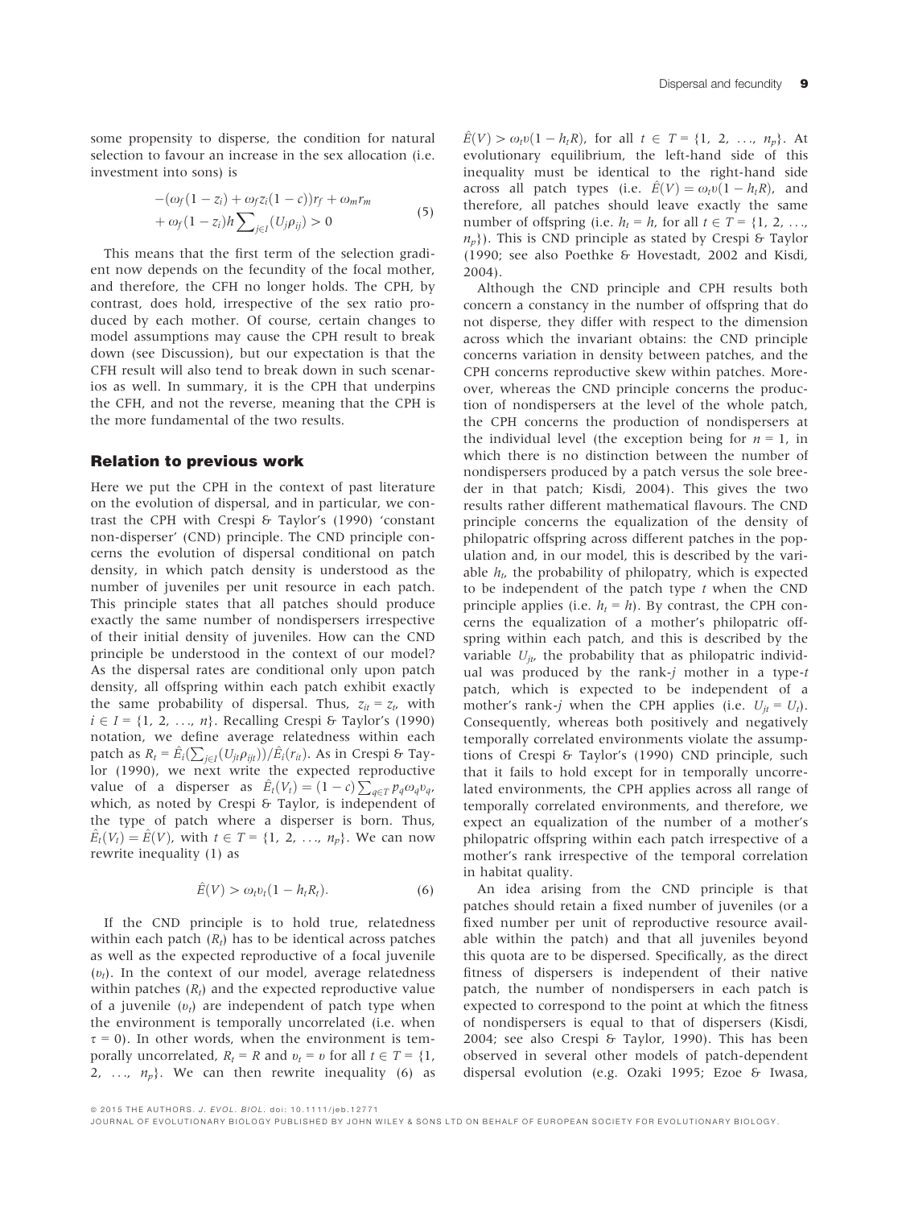some propensity to disperse, the condition for natural selection to favour an increase in the sex allocation (i.e. investment into sons) is

$$-(\omega_f(1-z_i)+\omega_f z_i(1-c))r_f+\omega_m r_m + \omega_f(1-z_i)h\sum_{j\in I}(U_j\rho_{ij})>0 \tag{5}$$

This means that the first term of the selection gradient now depends on the fecundity of the focal mother, and therefore, the CFH no longer holds. The CPH, by contrast, does hold, irrespective of the sex ratio produced by each mother. Of course, certain changes to model assumptions may cause the CPH result to break down (see Discussion), but our expectation is that the CFH result will also tend to break down in such scenarios as well. In summary, it is the CPH that underpins the CFH, and not the reverse, meaning that the CPH is the more fundamental of the two results.

## Relation to previous work

Here we put the CPH in the context of past literature on the evolution of dispersal, and in particular, we contrast the CPH with Crespi & Taylor's (1990) 'constant non-disperser' (CND) principle. The CND principle concerns the evolution of dispersal conditional on patch density, in which patch density is understood as the number of juveniles per unit resource in each patch. This principle states that all patches should produce exactly the same number of nondispersers irrespective of their initial density of juveniles. How can the CND principle be understood in the context of our model? As the dispersal rates are conditional only upon patch density, all offspring within each patch exhibit exactly the same probability of dispersal. Thus, $z_{it} = z_t$, with $i \in I = \{1, 2, \ldots, n\}$. Recalling Crespi & Taylor's (1990) notation, we define average relatedness within each patch as $R_t = \hat{E}_i(\sum_{j\in I}(U_{jt}\rho_{ijt}))/\hat{E}_i(r_{it})$. As in Crespi & Taylor (1990), we next write the expected reproductive value of a disperser as $\hat{E}_t(V_t) = (1-c)\sum_{q\in T}p_q\omega_q\upsilon_q$, which, as noted by Crespi & Taylor, is independent of the type of patch where a disperser is born. Thus, $\hat{E}_t(V_t) = \hat{E}(V)$, with $t \in T = \{1, 2, \ldots, n_p\}$. We can now rewrite inequality (1) as

$$\hat{E}(V) > \omega_t\upsilon_t(1-h_tR_t). \tag{6}$$

If the CND principle is to hold true, relatedness within each patch ($R_t$) has to be identical across patches as well as the expected reproductive of a focal juvenile ($\upsilon_t$). In the context of our model, average relatedness within patches ($R_t$) and the expected reproductive value of a juvenile ($\upsilon_t$) are independent of patch type when the environment is temporally uncorrelated (i.e. when $\tau = 0$). In other words, when the environment is temporally uncorrelated, $R_t = R$ and $\upsilon_t = \upsilon$ for all $t \in T = \{1, 2, \ldots, n_p\}$. We can then rewrite inequality (6) as $\hat{E}(V) > \omega_t\upsilon(1-h_tR)$, for all $t \in T = \{1, 2, \ldots, n_p\}$. At evolutionary equilibrium, the left-hand side of this inequality must be identical to the right-hand side across all patch types (i.e. $\hat{E}(V) = \omega_t\upsilon(1-h_tR)$, and therefore, all patches should leave exactly the same number of offspring (i.e. $h_t = h$, for all $t \in T = \{1, 2, \ldots, n_p\}$). This is CND principle as stated by Crespi & Taylor (1990; see also Poethke & Hovestadt, 2002 and Kisdi, 2004).

Although the CND principle and CPH results both concern a constancy in the number of offspring that do not disperse, they differ with respect to the dimension across which the invariant obtains: the CND principle concerns variation in density between patches, and the CPH concerns reproductive skew within patches. Moreover, whereas the CND principle concerns the production of nondispersers at the level of the whole patch, the CPH concerns the production of nondispersers at the individual level (the exception being for $n = 1$, in which there is no distinction between the number of nondispersers produced by a patch versus the sole breeder in that patch; Kisdi, 2004). This gives the two results rather different mathematical flavours. The CND principle concerns the equalization of the density of philopatric offspring across different patches in the population and, in our model, this is described by the variable $h_t$, the probability of philopatry, which is expected to be independent of the patch type $t$ when the CND principle applies (i.e. $h_t = h$). By contrast, the CPH concerns the equalization of a mother's philopatric offspring within each patch, and this is described by the variable $U_{jt}$, the probability that as philopatric individual was produced by the rank-$j$ mother in a type-$t$ patch, which is expected to be independent of a mother's rank-$j$ when the CPH applies (i.e. $U_{jt} = U_t$). Consequently, whereas both positively and negatively temporally correlated environments violate the assumptions of Crespi & Taylor's (1990) CND principle, such that it fails to hold except for in temporally uncorrelated environments, the CPH applies across all range of temporally correlated environments, and therefore, we expect an equalization of the number of a mother's philopatric offspring within each patch irrespective of a mother's rank irrespective of the temporal correlation in habitat quality.

An idea arising from the CND principle is that patches should retain a fixed number of juveniles (or a fixed number per unit of reproductive resource available within the patch) and that all juveniles beyond this quota are to be dispersed. Specifically, as the direct fitness of dispersers is independent of their native patch, the number of nondispersers in each patch is expected to correspond to the point at which the fitness of nondispersers is equal to that of dispersers (Kisdi, 2004; see also Crespi & Taylor, 1990). This has been observed in several other models of patch-dependent dispersal evolution (e.g. Ozaki 1995; Ezoe & Iwasa,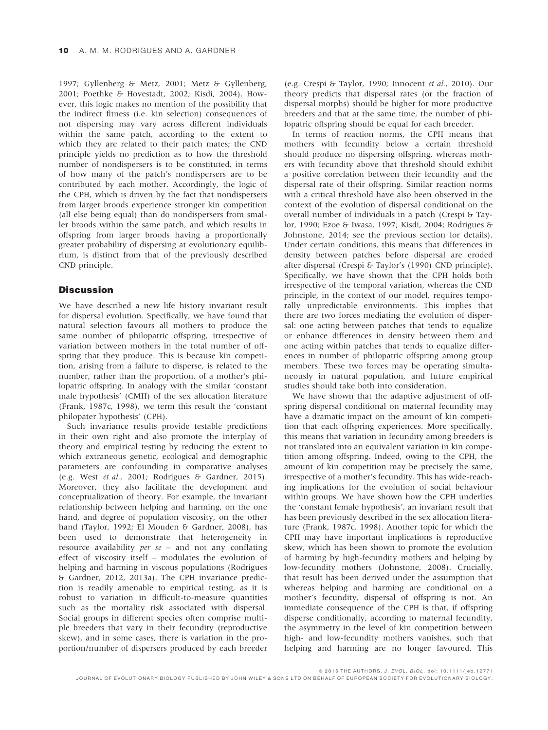1997; Gyllenberg & Metz, 2001; Metz & Gyllenberg, 2001; Poethke & Hovestadt, 2002; Kisdi, 2004). However, this logic makes no mention of the possibility that the indirect fitness (i.e. kin selection) consequences of not dispersing may vary across different individuals within the same patch, according to the extent to which they are related to their patch mates; the CND principle yields no prediction as to how the threshold number of nondispersers is to be constituted, in terms of how many of the patch's nondispersers are to be contributed by each mother. Accordingly, the logic of the CPH, which is driven by the fact that nondispersers from larger broods experience stronger kin competition (all else being equal) than do nondispersers from smaller broods within the same patch, and which results in offspring from larger broods having a proportionally greater probability of dispersing at evolutionary equilibrium, is distinct from that of the previously described CND principle.

## Discussion

We have described a new life history invariant result for dispersal evolution. Specifically, we have found that natural selection favours all mothers to produce the same number of philopatric offspring, irrespective of variation between mothers in the total number of offspring that they produce. This is because kin competition, arising from a failure to disperse, is related to the number, rather than the proportion, of a mother's philopatric offspring. In analogy with the similar 'constant male hypothesis' (CMH) of the sex allocation literature (Frank, 1987c, 1998), we term this result the 'constant philopater hypothesis' (CPH).

Such invariance results provide testable predictions in their own right and also promote the interplay of theory and empirical testing by reducing the extent to which extraneous genetic, ecological and demographic parameters are confounding in comparative analyses (e.g. West *et al.*, 2001; Rodrigues & Gardner, 2015). Moreover, they also facilitate the development and conceptualization of theory. For example, the invariant relationship between helping and harming, on the one hand, and degree of population viscosity, on the other hand (Taylor, 1992; El Mouden & Gardner, 2008), has been used to demonstrate that heterogeneity in resource availability *per se* – and not any conflating effect of viscosity itself – modulates the evolution of helping and harming in viscous populations (Rodrigues & Gardner, 2012, 2013a). The CPH invariance prediction is readily amenable to empirical testing, as it is robust to variation in difficult-to-measure quantities such as the mortality risk associated with dispersal. Social groups in different species often comprise multiple breeders that vary in their fecundity (reproductive skew), and in some cases, there is variation in the proportion/number of dispersers produced by each breeder (e.g. Crespi & Taylor, 1990; Innocent *et al.*, 2010). Our theory predicts that dispersal rates (or the fraction of dispersal morphs) should be higher for more productive breeders and that at the same time, the number of philopatric offspring should be equal for each breeder.

In terms of reaction norms, the CPH means that mothers with fecundity below a certain threshold should produce no dispersing offspring, whereas mothers with fecundity above that threshold should exhibit a positive correlation between their fecundity and the dispersal rate of their offspring. Similar reaction norms with a critical threshold have also been observed in the context of the evolution of dispersal conditional on the overall number of individuals in a patch (Crespi & Taylor, 1990; Ezoe & Iwasa, 1997; Kisdi, 2004; Rodrigues & Johnstone, 2014; see the previous section for details). Under certain conditions, this means that differences in density between patches before dispersal are eroded after dispersal (Crespi & Taylor's (1990) CND principle). Specifically, we have shown that the CPH holds both irrespective of the temporal variation, whereas the CND principle, in the context of our model, requires temporally unpredictable environments. This implies that there are two forces mediating the evolution of dispersal: one acting between patches that tends to equalize or enhance differences in density between them and one acting within patches that tends to equalize differences in number of philopatric offspring among group members. These two forces may be operating simultaneously in natural population, and future empirical studies should take both into consideration.

We have shown that the adaptive adjustment of offspring dispersal conditional on maternal fecundity may have a dramatic impact on the amount of kin competition that each offspring experiences. More specifically, this means that variation in fecundity among breeders is not translated into an equivalent variation in kin competition among offspring. Indeed, owing to the CPH, the amount of kin competition may be precisely the same, irrespective of a mother's fecundity. This has wide-reaching implications for the evolution of social behaviour within groups. We have shown how the CPH underlies the 'constant female hypothesis', an invariant result that has been previously described in the sex allocation literature (Frank, 1987c, 1998). Another topic for which the CPH may have important implications is reproductive skew, which has been shown to promote the evolution of harming by high-fecundity mothers and helping by low-fecundity mothers (Johnstone, 2008). Crucially, that result has been derived under the assumption that whereas helping and harming are conditional on a mother's fecundity, dispersal of offspring is not. An immediate consequence of the CPH is that, if offspring disperse conditionally, according to maternal fecundity, the asymmetry in the level of kin competition between high- and low-fecundity mothers vanishes, such that helping and harming are no longer favoured. This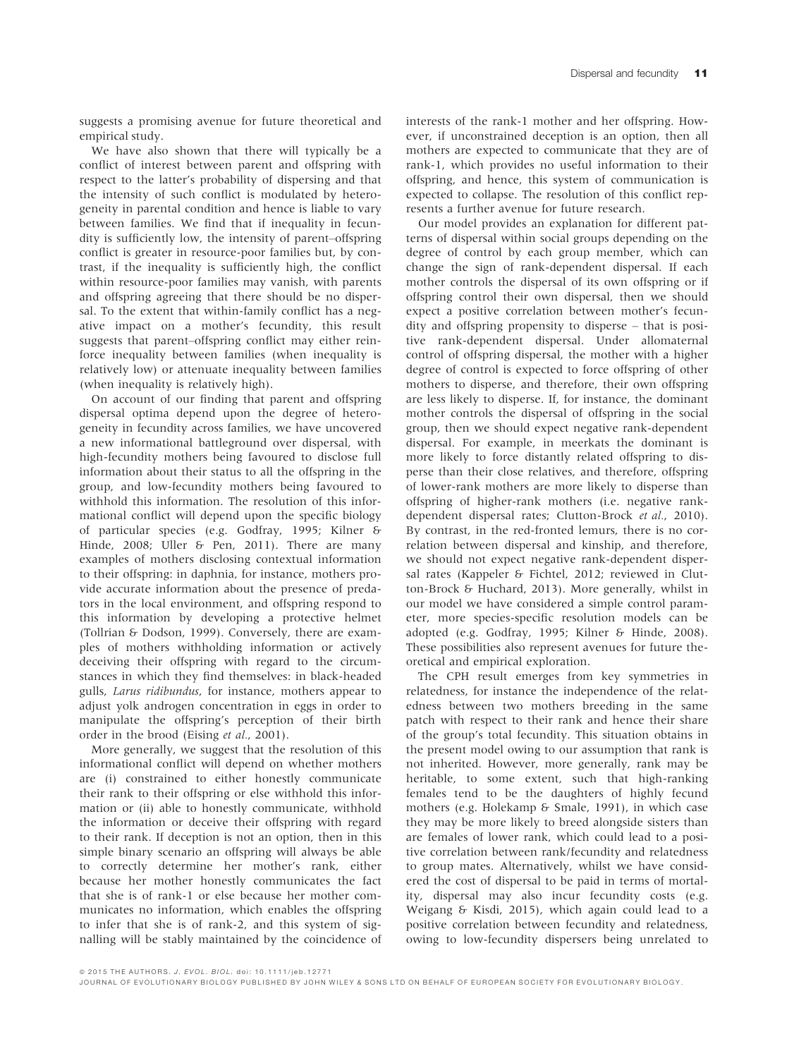suggests a promising avenue for future theoretical and empirical study.

We have also shown that there will typically be a conflict of interest between parent and offspring with respect to the latter's probability of dispersing and that the intensity of such conflict is modulated by heterogeneity in parental condition and hence is liable to vary between families. We find that if inequality in fecundity is sufficiently low, the intensity of parent–offspring conflict is greater in resource-poor families but, by contrast, if the inequality is sufficiently high, the conflict within resource-poor families may vanish, with parents and offspring agreeing that there should be no dispersal. To the extent that within-family conflict has a negative impact on a mother's fecundity, this result suggests that parent–offspring conflict may either reinforce inequality between families (when inequality is relatively low) or attenuate inequality between families (when inequality is relatively high).

On account of our finding that parent and offspring dispersal optima depend upon the degree of heterogeneity in fecundity across families, we have uncovered a new informational battleground over dispersal, with high-fecundity mothers being favoured to disclose full information about their status to all the offspring in the group, and low-fecundity mothers being favoured to withhold this information. The resolution of this informational conflict will depend upon the specific biology of particular species (e.g. Godfray, 1995; Kilner & Hinde, 2008; Uller & Pen, 2011). There are many examples of mothers disclosing contextual information to their offspring: in daphnia, for instance, mothers provide accurate information about the presence of predators in the local environment, and offspring respond to this information by developing a protective helmet (Tollrian & Dodson, 1999). Conversely, there are examples of mothers withholding information or actively deceiving their offspring with regard to the circumstances in which they find themselves: in black-headed gulls, *Larus ridibundus*, for instance, mothers appear to adjust yolk androgen concentration in eggs in order to manipulate the offspring's perception of their birth order in the brood (Eising *et al.*, 2001).

More generally, we suggest that the resolution of this informational conflict will depend on whether mothers are (i) constrained to either honestly communicate their rank to their offspring or else withhold this information or (ii) able to honestly communicate, withhold the information or deceive their offspring with regard to their rank. If deception is not an option, then in this simple binary scenario an offspring will always be able to correctly determine her mother's rank, either because her mother honestly communicates the fact that she is of rank-1 or else because her mother communicates no information, which enables the offspring to infer that she is of rank-2, and this system of signalling will be stably maintained by the coincidence of interests of the rank-1 mother and her offspring. However, if unconstrained deception is an option, then all mothers are expected to communicate that they are of rank-1, which provides no useful information to their offspring, and hence, this system of communication is expected to collapse. The resolution of this conflict represents a further avenue for future research.

Our model provides an explanation for different patterns of dispersal within social groups depending on the degree of control by each group member, which can change the sign of rank-dependent dispersal. If each mother controls the dispersal of its own offspring or if offspring control their own dispersal, then we should expect a positive correlation between mother's fecundity and offspring propensity to disperse – that is positive rank-dependent dispersal. Under allomaternal control of offspring dispersal, the mother with a higher degree of control is expected to force offspring of other mothers to disperse, and therefore, their own offspring are less likely to disperse. If, for instance, the dominant mother controls the dispersal of offspring in the social group, then we should expect negative rank-dependent dispersal. For example, in meerkats the dominant is more likely to force distantly related offspring to disperse than their close relatives, and therefore, offspring of lower-rank mothers are more likely to disperse than offspring of higher-rank mothers (i.e. negative rank-dependent dispersal rates; Clutton-Brock *et al.*, 2010). By contrast, in the red-fronted lemurs, there is no correlation between dispersal and kinship, and therefore, we should not expect negative rank-dependent dispersal rates (Kappeler & Fichtel, 2012; reviewed in Clutton-Brock & Huchard, 2013). More generally, whilst in our model we have considered a simple control parameter, more species-specific resolution models can be adopted (e.g. Godfray, 1995; Kilner & Hinde, 2008). These possibilities also represent avenues for future theoretical and empirical exploration.

The CPH result emerges from key symmetries in relatedness, for instance the independence of the relatedness between two mothers breeding in the same patch with respect to their rank and hence their share of the group's total fecundity. This situation obtains in the present model owing to our assumption that rank is not inherited. However, more generally, rank may be heritable, to some extent, such that high-ranking females tend to be the daughters of highly fecund mothers (e.g. Holekamp & Smale, 1991), in which case they may be more likely to breed alongside sisters than are females of lower rank, which could lead to a positive correlation between rank/fecundity and relatedness to group mates. Alternatively, whilst we have considered the cost of dispersal to be paid in terms of mortality, dispersal may also incur fecundity costs (e.g. Weigang & Kisdi, 2015), which again could lead to a positive correlation between fecundity and relatedness, owing to low-fecundity dispersers being unrelated to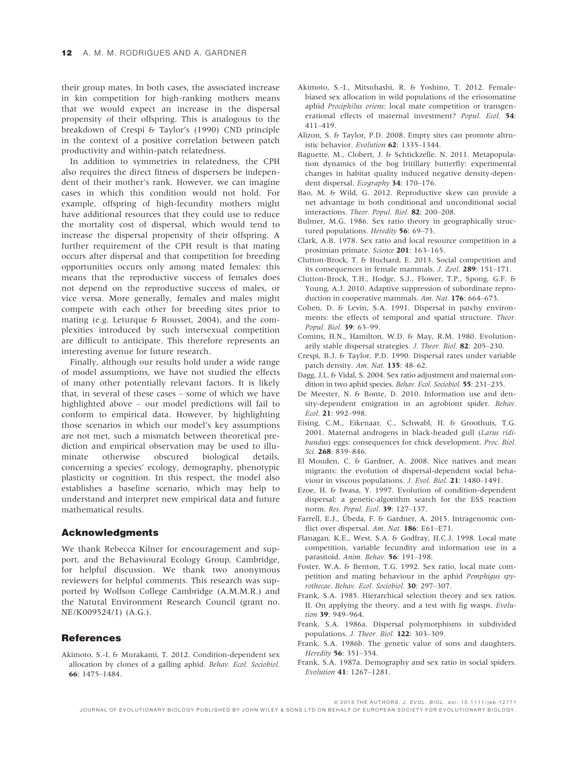their group mates. In both cases, the associated increase in kin competition for high-ranking mothers means that we would expect an increase in the dispersal propensity of their offspring. This is analogous to the breakdown of Crespi & Taylor's (1990) CND principle in the context of a positive correlation between patch productivity and within-patch relatedness.

In addition to symmetries in relatedness, the CPH also requires the direct fitness of dispersers be independent of their mother's rank. However, we can imagine cases in which this condition would not hold. For example, offspring of high-fecundity mothers might have additional resources that they could use to reduce the mortality cost of dispersal, which would tend to increase the dispersal propensity of their offspring. A further requirement of the CPH result is that mating occurs after dispersal and that competition for breeding opportunities occurs only among mated females: this means that the reproductive success of females does not depend on the reproductive success of males, or vice versa. More generally, females and males might compete with each other for breeding sites prior to mating (e.g. Leturque & Rousset, 2004), and the complexities introduced by such intersexual competition are difficult to anticipate. This therefore represents an interesting avenue for future research.

Finally, although our results hold under a wide range of model assumptions, we have not studied the effects of many other potentially relevant factors. It is likely that, in several of these cases – some of which we have highlighted above – our model predictions will fail to conform to empirical data. However, by highlighting those scenarios in which our model's key assumptions are not met, such a mismatch between theoretical prediction and empirical observation may be used to illuminate otherwise obscured biological details, concerning a species' ecology, demography, phenotypic plasticity or cognition. In this respect, the model also establishes a baseline scenario, which may help to understand and interpret new empirical data and future mathematical results.

## Acknowledgments

We thank Rebecca Kilner for encouragement and support, and the Behavioural Ecology Group, Cambridge, for helpful discussion. We thank two anonymous reviewers for helpful comments. This research was supported by Wolfson College Cambridge (A.M.M.R.) and the Natural Environment Research Council (grant no. NE/K009524/1) (A.G.).

## References

Akimoto, S.-I. & Murakami, T. 2012. Condition-dependent sex allocation by clones of a galling aphid. *Behav. Ecol. Sociobiol.* **66**: 1475–1484.

Akimoto, S.-I., Mitsuhashi, R. & Yoshino, T. 2012. Female-biased sex allocation in wild populations of the eriosomatine aphid *Prociphilus oriens*: local mate competition or transgenerational effects of maternal investment? *Popul. Ecol.* **54**: 411–419.

Alizon, S. & Taylor, P.D. 2008. Empty sites can promote altruistic behavior. *Evolution* **62**: 1335–1344.

Baguette, M., Clobert, J. & Schtickzelle, N. 2011. Metapopulation dynamics of the bog fritillary butterfly: experimental changes in habitat quality induced negative density-dependent dispersal. *Ecography* **34**: 170–176.

Bao, M. & Wild, G. 2012. Reproductive skew can provide a net advantage in both conditional and unconditional social interactions. *Theor. Popul. Biol.* **82**: 200–208.

Bulmer, M.G. 1986. Sex ratio theory in geographically structured populations. *Heredity* **56**: 69–73.

Clark, A.B. 1978. Sex ratio and local resource competition in a prosimian primate. *Science* **201**: 163–165.

Clutton-Brock, T. & Huchard, E. 2013. Social competition and its consequences in female mammals. *J. Zool.* **289**: 151–171.

Clutton-Brock, T.H., Hodge, S.J., Flower, T.P., Spong, G.F. & Young, A.J. 2010. Adaptive suppression of subordinate reproduction in cooperative mammals. *Am. Nat.* **176**: 664–673.

Cohen, D. & Levin, S.A. 1991. Dispersal in patchy environments: the effects of temporal and spatial structure. *Theor. Popul. Biol.* **39**: 63–99.

Comins, H.N., Hamilton, W.D. & May, R.M. 1980. Evolutionarily stable dispersal strategies. *J. Theor. Biol.* **82**: 205–230.

Crespi, B.J. & Taylor, P.D. 1990. Dispersal rates under variable patch density. *Am. Nat.* **135**: 48–62.

Dagg, J.L. & Vidal, S. 2004. Sex ratio adjustment and maternal condition in two aphid species. *Behav. Ecol. Sociobiol.* **55**: 231–235.

De Meester, N. & Bonte, D. 2010. Information use and density-dependent emigration in an agrobiont spider. *Behav. Ecol.* **21**: 992–998.

Eising, C.M., Eikenaar, C., Schwabl, H. & Groothuis, T.G. 2001. Maternal androgens in black-headed gull (*Larus ridibundus*) eggs: consequences for chick development. *Proc. Biol. Sci.* **268**: 839–846.

El Mouden, C. & Gardner, A. 2008. Nice natives and mean migrants: the evolution of dispersal-dependent social behaviour in viscous populations. *J. Evol. Biol.* **21**: 1480–1491.

Ezoe, H. & Iwasa, Y. 1997. Evolution of condition-dependent dispersal: a genetic-algorithm search for the ESS reaction norm. *Res. Popul. Ecol.* **39**: 127–137.

Farrell, E.J., Úbeda, F. & Gardner, A. 2015. Intragenomic conflict over dispersal. *Am. Nat.* **186**: E61–E71.

Flanagan, K.E., West, S.A. & Godfray, H.C.J. 1998. Local mate competition, variable fecundity and information use in a parasitoid. *Anim. Behav.* **56**: 191–198.

Foster, W.A. & Benton, T.G. 1992. Sex ratio, local mate competition and mating behaviour in the aphid *Pemphigus spyrothecae*. *Behav. Ecol. Sociobiol.* **30**: 297–307.

Frank, S.A. 1985. Hierarchical selection theory and sex ratios. II. On applying the theory, and a test with fig wasps. *Evolution* **39**: 949–964.

Frank, S.A. 1986a. Dispersal polymorphisms in subdivided populations. *J. Theor. Biol.* **122**: 303–309.

Frank, S.A. 1986b. The genetic value of sons and daughters. *Heredity* **56**: 351–354.

Frank, S.A. 1987a. Demography and sex ratio in social spiders. *Evolution* **41**: 1267–1281.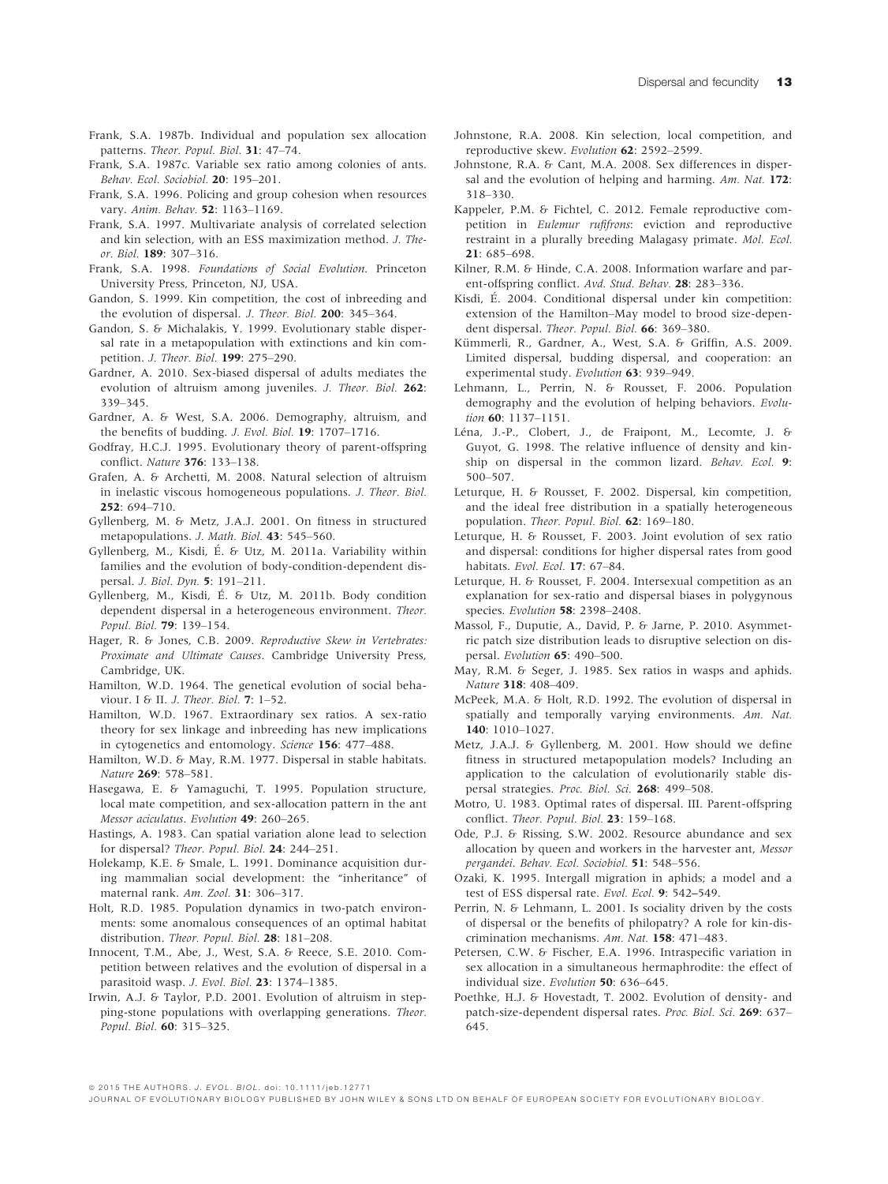Frank, S.A. 1987b. Individual and population sex allocation patterns. *Theor. Popul. Biol.* **31**: 47–74.

Frank, S.A. 1987c. Variable sex ratio among colonies of ants. *Behav. Ecol. Sociobiol.* **20**: 195–201.

Frank, S.A. 1996. Policing and group cohesion when resources vary. *Anim. Behav.* **52**: 1163–1169.

Frank, S.A. 1997. Multivariate analysis of correlated selection and kin selection, with an ESS maximization method. *J. Theor. Biol.* **189**: 307–316.

Frank, S.A. 1998. *Foundations of Social Evolution*. Princeton University Press, Princeton, NJ, USA.

Gandon, S. 1999. Kin competition, the cost of inbreeding and the evolution of dispersal. *J. Theor. Biol.* **200**: 345–364.

Gandon, S. & Michalakis, Y. 1999. Evolutionary stable dispersal rate in a metapopulation with extinctions and kin competition. *J. Theor. Biol.* **199**: 275–290.

Gardner, A. 2010. Sex-biased dispersal of adults mediates the evolution of altruism among juveniles. *J. Theor. Biol.* **262**: 339–345.

Gardner, A. & West, S.A. 2006. Demography, altruism, and the benefits of budding. *J. Evol. Biol.* **19**: 1707–1716.

Godfray, H.C.J. 1995. Evolutionary theory of parent-offspring conflict. *Nature* **376**: 133–138.

Grafen, A. & Archetti, M. 2008. Natural selection of altruism in inelastic viscous homogeneous populations. *J. Theor. Biol.* **252**: 694–710.

Gyllenberg, M. & Metz, J.A.J. 2001. On fitness in structured metapopulations. *J. Math. Biol.* **43**: 545–560.

Gyllenberg, M., Kisdi, É. & Utz, M. 2011a. Variability within families and the evolution of body-condition-dependent dispersal. *J. Biol. Dyn.* **5**: 191–211.

Gyllenberg, M., Kisdi, É. & Utz, M. 2011b. Body condition dependent dispersal in a heterogeneous environment. *Theor. Popul. Biol.* **79**: 139–154.

Hager, R. & Jones, C.B. 2009. *Reproductive Skew in Vertebrates: Proximate and Ultimate Causes*. Cambridge University Press, Cambridge, UK.

Hamilton, W.D. 1964. The genetical evolution of social behaviour. I & II. *J. Theor. Biol.* **7**: 1–52.

Hamilton, W.D. 1967. Extraordinary sex ratios. A sex-ratio theory for sex linkage and inbreeding has new implications in cytogenetics and entomology. *Science* **156**: 477–488.

Hamilton, W.D. & May, R.M. 1977. Dispersal in stable habitats. *Nature* **269**: 578–581.

Hasegawa, E. & Yamaguchi, T. 1995. Population structure, local mate competition, and sex-allocation pattern in the ant *Messor aciculatus*. *Evolution* **49**: 260–265.

Hastings, A. 1983. Can spatial variation alone lead to selection for dispersal? *Theor. Popul. Biol.* **24**: 244–251.

Holekamp, K.E. & Smale, L. 1991. Dominance acquisition during mammalian social development: the "inheritance" of maternal rank. *Am. Zool.* **31**: 306–317.

Holt, R.D. 1985. Population dynamics in two-patch environments: some anomalous consequences of an optimal habitat distribution. *Theor. Popul. Biol.* **28**: 181–208.

Innocent, T.M., Abe, J., West, S.A. & Reece, S.E. 2010. Competition between relatives and the evolution of dispersal in a parasitoid wasp. *J. Evol. Biol.* **23**: 1374–1385.

Irwin, A.J. & Taylor, P.D. 2001. Evolution of altruism in stepping-stone populations with overlapping generations. *Theor. Popul. Biol.* **60**: 315–325.

Johnstone, R.A. 2008. Kin selection, local competition, and reproductive skew. *Evolution* **62**: 2592–2599.

Johnstone, R.A. & Cant, M.A. 2008. Sex differences in dispersal and the evolution of helping and harming. *Am. Nat.* **172**: 318–330.

Kappeler, P.M. & Fichtel, C. 2012. Female reproductive competition in *Eulemur rufifrons*: eviction and reproductive restraint in a plurally breeding Malagasy primate. *Mol. Ecol.* **21**: 685–698.

Kilner, R.M. & Hinde, C.A. 2008. Information warfare and parent-offspring conflict. *Avd. Stud. Behav.* **28**: 283–336.

Kisdi, É. 2004. Conditional dispersal under kin competition: extension of the Hamilton–May model to brood size-dependent dispersal. *Theor. Popul. Biol.* **66**: 369–380.

Kümmerli, R., Gardner, A., West, S.A. & Griffin, A.S. 2009. Limited dispersal, budding dispersal, and cooperation: an experimental study. *Evolution* **63**: 939–949.

Lehmann, L., Perrin, N. & Rousset, F. 2006. Population demography and the evolution of helping behaviors. *Evolution* **60**: 1137–1151.

Léna, J.-P., Clobert, J., de Fraipont, M., Lecomte, J. & Guyot, G. 1998. The relative influence of density and kinship on dispersal in the common lizard. *Behav. Ecol.* **9**: 500–507.

Leturque, H. & Rousset, F. 2002. Dispersal, kin competition, and the ideal free distribution in a spatially heterogeneous population. *Theor. Popul. Biol.* **62**: 169–180.

Leturque, H. & Rousset, F. 2003. Joint evolution of sex ratio and dispersal: conditions for higher dispersal rates from good habitats. *Evol. Ecol.* **17**: 67–84.

Leturque, H. & Rousset, F. 2004. Intersexual competition as an explanation for sex-ratio and dispersal biases in polygynous species. *Evolution* **58**: 2398–2408.

Massol, F., Duputie, A., David, P. & Jarne, P. 2010. Asymmetric patch size distribution leads to disruptive selection on dispersal. *Evolution* **65**: 490–500.

May, R.M. & Seger, J. 1985. Sex ratios in wasps and aphids. *Nature* **318**: 408–409.

McPeek, M.A. & Holt, R.D. 1992. The evolution of dispersal in spatially and temporally varying environments. *Am. Nat.* **140**: 1010–1027.

Metz, J.A.J. & Gyllenberg, M. 2001. How should we define fitness in structured metapopulation models? Including an application to the calculation of evolutionarily stable dispersal strategies. *Proc. Biol. Sci.* **268**: 499–508.

Motro, U. 1983. Optimal rates of dispersal. III. Parent-offspring conflict. *Theor. Popul. Biol.* **23**: 159–168.

Ode, P.J. & Rissing, S.W. 2002. Resource abundance and sex allocation by queen and workers in the harvester ant, *Messor pergandei*. *Behav. Ecol. Sociobiol.* **51**: 548–556.

Ozaki, K. 1995. Intergall migration in aphids; a model and a test of ESS dispersal rate. *Evol. Ecol.* **9**: 542–549.

Perrin, N. & Lehmann, L. 2001. Is sociality driven by the costs of dispersal or the benefits of philopatry? A role for kin-discrimination mechanisms. *Am. Nat.* **158**: 471–483.

Petersen, C.W. & Fischer, E.A. 1996. Intraspecific variation in sex allocation in a simultaneous hermaphrodite: the effect of individual size. *Evolution* **50**: 636–645.

Poethke, H.J. & Hovestadt, T. 2002. Evolution of density- and patch-size-dependent dispersal rates. *Proc. Biol. Sci.* **269**: 637–645.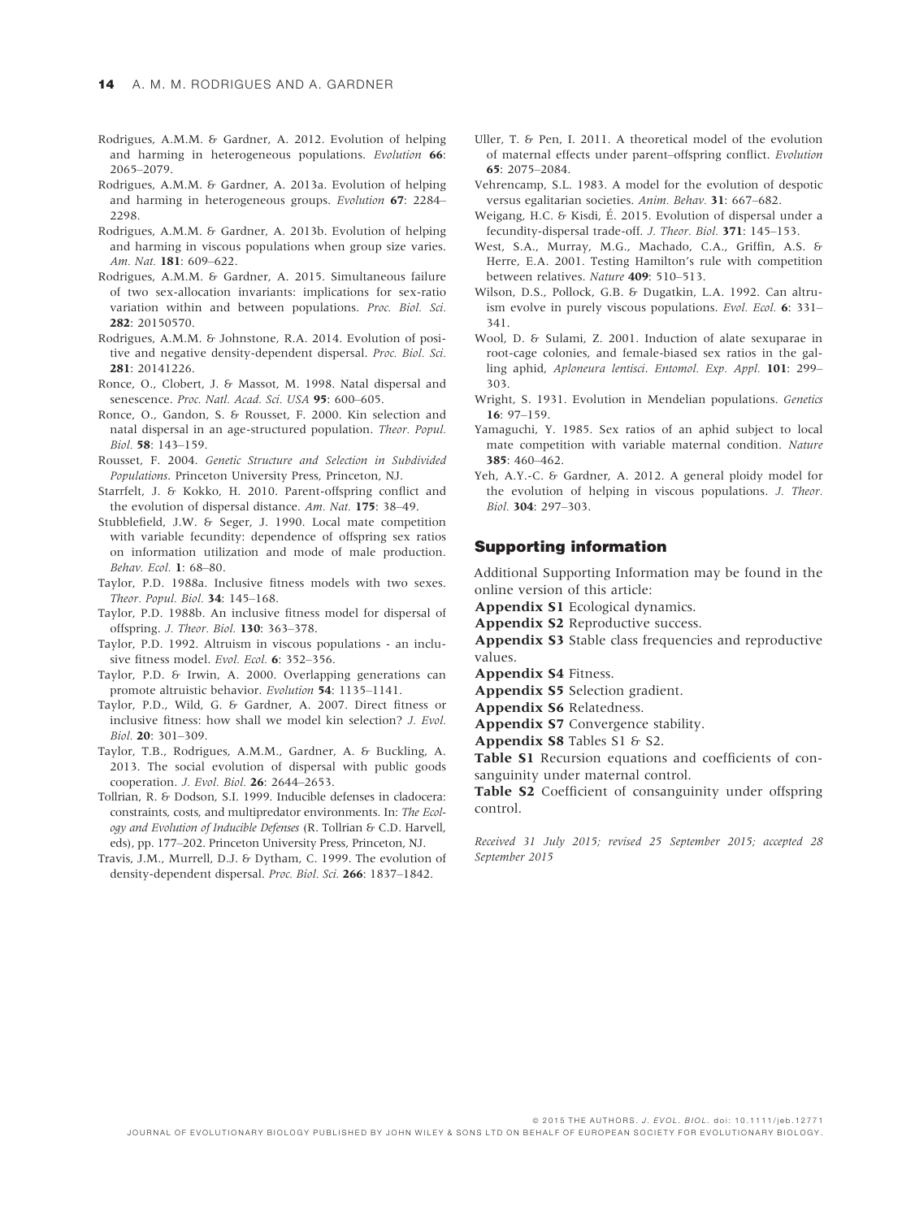Rodrigues, A.M.M. & Gardner, A. 2012. Evolution of helping and harming in heterogeneous populations. *Evolution* **66**: 2065–2079.

Rodrigues, A.M.M. & Gardner, A. 2013a. Evolution of helping and harming in heterogeneous groups. *Evolution* **67**: 2284–2298.

Rodrigues, A.M.M. & Gardner, A. 2013b. Evolution of helping and harming in viscous populations when group size varies. *Am. Nat.* **181**: 609–622.

Rodrigues, A.M.M. & Gardner, A. 2015. Simultaneous failure of two sex-allocation invariants: implications for sex-ratio variation within and between populations. *Proc. Biol. Sci.* **282**: 20150570.

Rodrigues, A.M.M. & Johnstone, R.A. 2014. Evolution of positive and negative density-dependent dispersal. *Proc. Biol. Sci.* **281**: 20141226.

Ronce, O., Clobert, J. & Massot, M. 1998. Natal dispersal and senescence. *Proc. Natl. Acad. Sci. USA* **95**: 600–605.

Ronce, O., Gandon, S. & Rousset, F. 2000. Kin selection and natal dispersal in an age-structured population. *Theor. Popul. Biol.* **58**: 143–159.

Rousset, F. 2004. *Genetic Structure and Selection in Subdivided Populations*. Princeton University Press, Princeton, NJ.

Starrfelt, J. & Kokko, H. 2010. Parent-offspring conflict and the evolution of dispersal distance. *Am. Nat.* **175**: 38–49.

Stubblefield, J.W. & Seger, J. 1990. Local mate competition with variable fecundity: dependence of offspring sex ratios on information utilization and mode of male production. *Behav. Ecol.* **1**: 68–80.

Taylor, P.D. 1988a. Inclusive fitness models with two sexes. *Theor. Popul. Biol.* **34**: 145–168.

Taylor, P.D. 1988b. An inclusive fitness model for dispersal of offspring. *J. Theor. Biol.* **130**: 363–378.

Taylor, P.D. 1992. Altruism in viscous populations - an inclusive fitness model. *Evol. Ecol.* **6**: 352–356.

Taylor, P.D. & Irwin, A. 2000. Overlapping generations can promote altruistic behavior. *Evolution* **54**: 1135–1141.

Taylor, P.D., Wild, G. & Gardner, A. 2007. Direct fitness or inclusive fitness: how shall we model kin selection? *J. Evol. Biol.* **20**: 301–309.

Taylor, T.B., Rodrigues, A.M.M., Gardner, A. & Buckling, A. 2013. The social evolution of dispersal with public goods cooperation. *J. Evol. Biol.* **26**: 2644–2653.

Tollrian, R. & Dodson, S.I. 1999. Inducible defenses in cladocera: constraints, costs, and multipredator environments. In: *The Ecology and Evolution of Inducible Defenses* (R. Tollrian & C.D. Harvell, eds), pp. 177–202. Princeton University Press, Princeton, NJ.

Travis, J.M., Murrell, D.J. & Dytham, C. 1999. The evolution of density-dependent dispersal. *Proc. Biol. Sci.* **266**: 1837–1842.

Uller, T. & Pen, I. 2011. A theoretical model of the evolution of maternal effects under parent–offspring conflict. *Evolution* **65**: 2075–2084.

Vehrencamp, S.L. 1983. A model for the evolution of despotic versus egalitarian societies. *Anim. Behav.* **31**: 667–682.

Weigang, H.C. & Kisdi, É. 2015. Evolution of dispersal under a fecundity-dispersal trade-off. *J. Theor. Biol.* **371**: 145–153.

West, S.A., Murray, M.G., Machado, C.A., Griffin, A.S. & Herre, E.A. 2001. Testing Hamilton's rule with competition between relatives. *Nature* **409**: 510–513.

Wilson, D.S., Pollock, G.B. & Dugatkin, L.A. 1992. Can altruism evolve in purely viscous populations. *Evol. Ecol.* **6**: 331–341.

Wool, D. & Sulami, Z. 2001. Induction of alate sexuparae in root-cage colonies, and female-biased sex ratios in the galling aphid, *Aploneura lentisci*. *Entomol. Exp. Appl.* **101**: 299–303.

Wright, S. 1931. Evolution in Mendelian populations. *Genetics* **16**: 97–159.

Yamaguchi, Y. 1985. Sex ratios of an aphid subject to local mate competition with variable maternal condition. *Nature* **385**: 460–462.

Yeh, A.Y.-C. & Gardner, A. 2012. A general ploidy model for the evolution of helping in viscous populations. *J. Theor. Biol.* **304**: 297–303.

## Supporting information

Additional Supporting Information may be found in the online version of this article:

**Appendix S1** Ecological dynamics.

**Appendix S2** Reproductive success.

**Appendix S3** Stable class frequencies and reproductive values.

**Appendix S4** Fitness.

**Appendix S5** Selection gradient.

**Appendix S6** Relatedness.

**Appendix S7** Convergence stability.

**Appendix S8** Tables S1 & S2.

**Table S1** Recursion equations and coefficients of consanguinity under maternal control.

**Table S2** Coefficient of consanguinity under offspring control.

*Received 31 July 2015; revised 25 September 2015; accepted 28 September 2015*